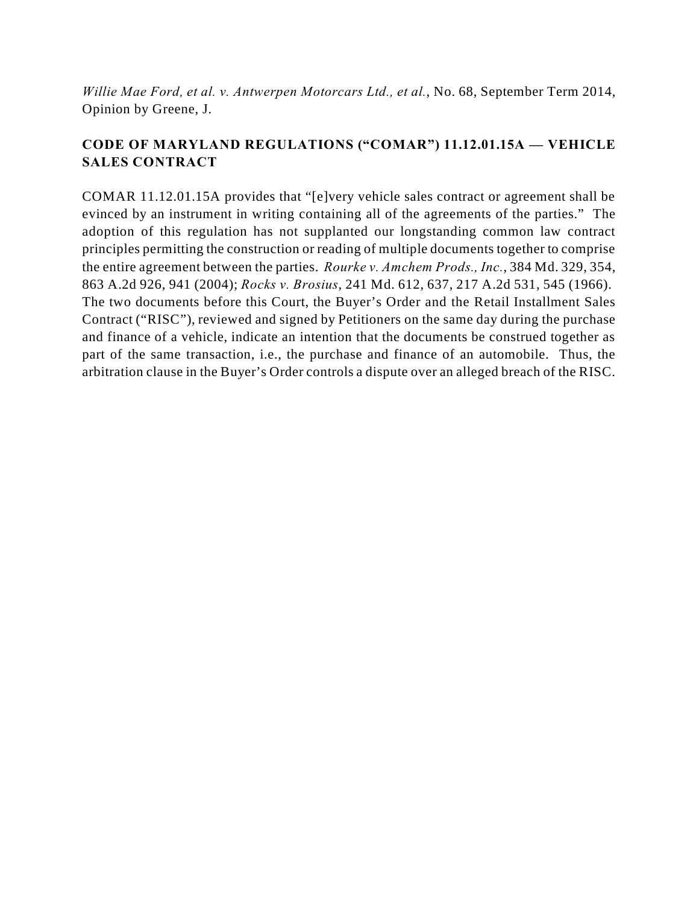*Willie Mae Ford, et al. v. Antwerpen Motorcars Ltd., et al.*, No. 68, September Term 2014, Opinion by Greene, J.

**CODE OF MARYLAND REGULATIONS ("COMAR") 11.12.01.15A — VEHICLE SALES CONTRACT**

COMAR 11.12.01.15A provides that "[e]very vehicle sales contract or agreement shall be evinced by an instrument in writing containing all of the agreements of the parties." The adoption of this regulation has not supplanted our longstanding common law contract principles permitting the construction or reading of multiple documents together to comprise the entire agreement between the parties. *Rourke v. Amchem Prods., Inc.*, 384 Md. 329, 354, 863 A.2d 926, 941 (2004); *Rocks v. Brosius*, 241 Md. 612, 637, 217 A.2d 531, 545 (1966). The two documents before this Court, the Buyer's Order and the Retail Installment Sales Contract ("RISC"), reviewed and signed by Petitioners on the same day during the purchase and finance of a vehicle, indicate an intention that the documents be construed together as part of the same transaction, i.e., the purchase and finance of an automobile. Thus, the arbitration clause in the Buyer's Order controls a dispute over an alleged breach of the RISC.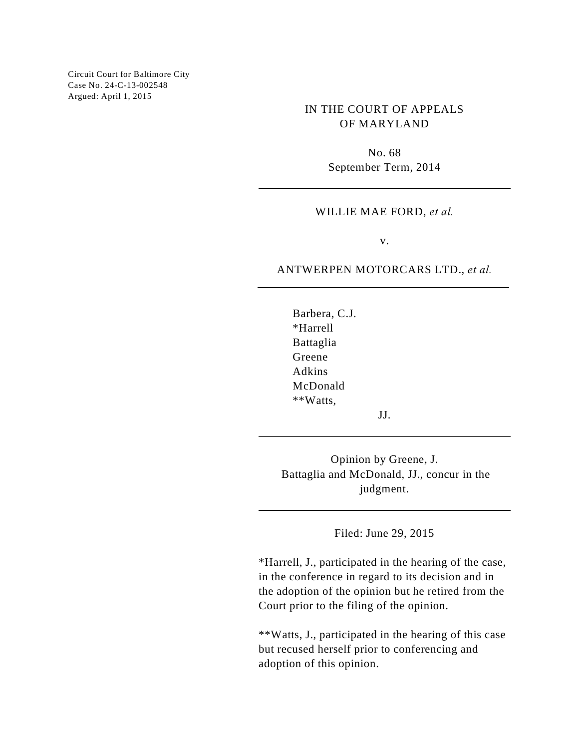Circuit Court for Baltimore City
Case No. 24-C-13-002548
Argued: April 1, 2015

IN THE COURT OF APPEALS
OF MARYLAND

No. 68
September Term, 2014

---

WILLIE MAE FORD, *et al.*

v.

ANTWERPEN MOTORCARS LTD., *et al.*

---

Barbera, C.J.
*Harrell
Battaglia
Greene
Adkins
McDonald
**Watts,

JJ.

---

Opinion by Greene, J.
Battaglia and McDonald, JJ., concur in the judgment.

---

Filed: June 29, 2015

*Harrell, J., participated in the hearing of the case, in the conference in regard to its decision and in the adoption of the opinion but he retired from the Court prior to the filing of the opinion.

**Watts, J., participated in the hearing of this case but recused herself prior to conferencing and adoption of this opinion.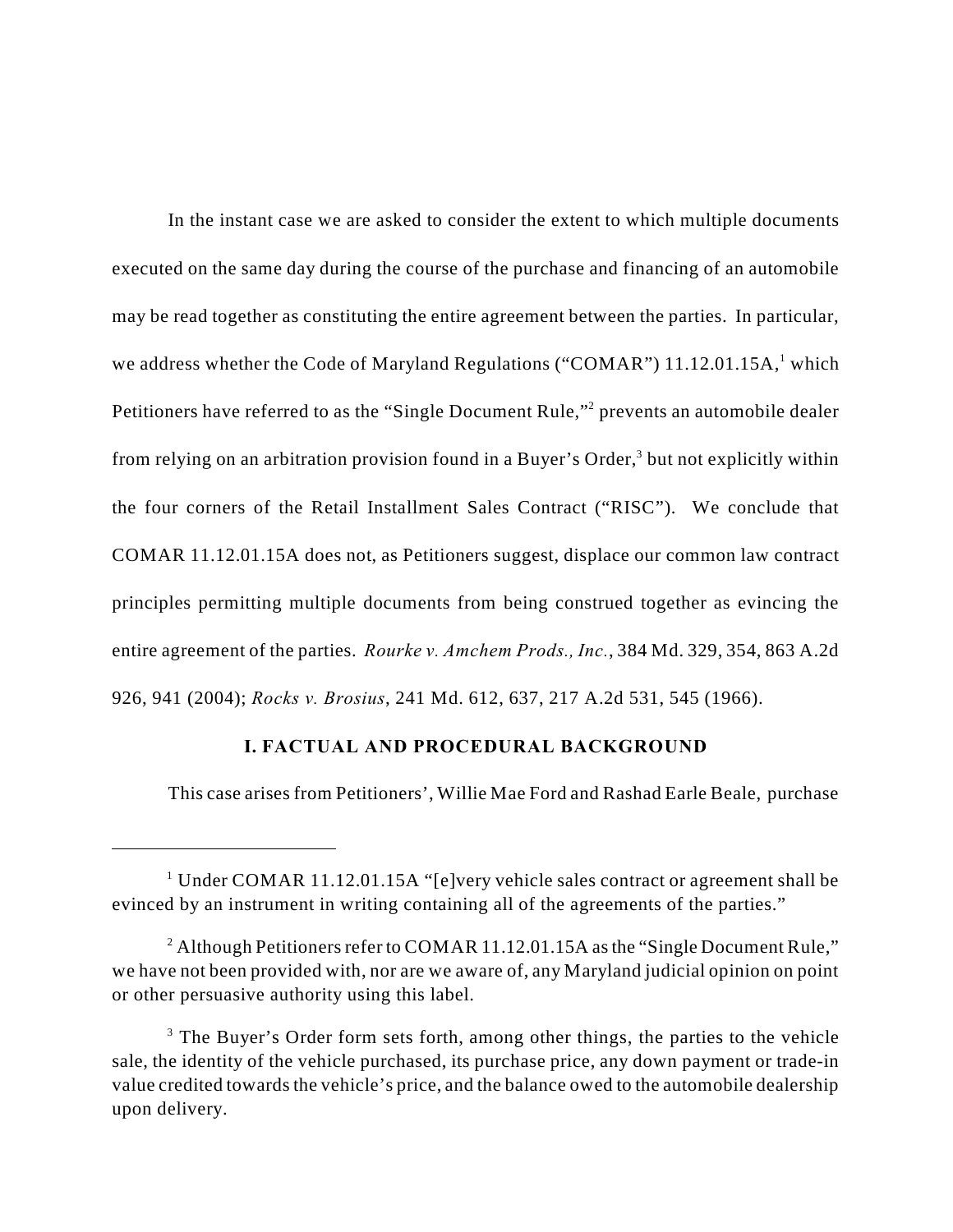In the instant case we are asked to consider the extent to which multiple documents executed on the same day during the course of the purchase and financing of an automobile may be read together as constituting the entire agreement between the parties. In particular, we address whether the Code of Maryland Regulations ("COMAR") 11.12.01.15A,[1] which Petitioners have referred to as the "Single Document Rule,"[2] prevents an automobile dealer from relying on an arbitration provision found in a Buyer's Order,[3] but not explicitly within the four corners of the Retail Installment Sales Contract ("RISC"). We conclude that COMAR 11.12.01.15A does not, as Petitioners suggest, displace our common law contract principles permitting multiple documents from being construed together as evincing the entire agreement of the parties. *Rourke v. Amchem Prods., Inc.*, 384 Md. 329, 354, 863 A.2d 926, 941 (2004); *Rocks v. Brosius*, 241 Md. 612, 637, 217 A.2d 531, 545 (1966).

## I. FACTUAL AND PROCEDURAL BACKGROUND

This case arises from Petitioners', Willie Mae Ford and Rashad Earle Beale, purchase

---

[1] Under COMAR 11.12.01.15A "[e]very vehicle sales contract or agreement shall be evinced by an instrument in writing containing all of the agreements of the parties."

[2] Although Petitioners refer to COMAR 11.12.01.15A as the "Single Document Rule," we have not been provided with, nor are we aware of, any Maryland judicial opinion on point or other persuasive authority using this label.

[3] The Buyer's Order form sets forth, among other things, the parties to the vehicle sale, the identity of the vehicle purchased, its purchase price, any down payment or trade-in value credited towards the vehicle's price, and the balance owed to the automobile dealership upon delivery.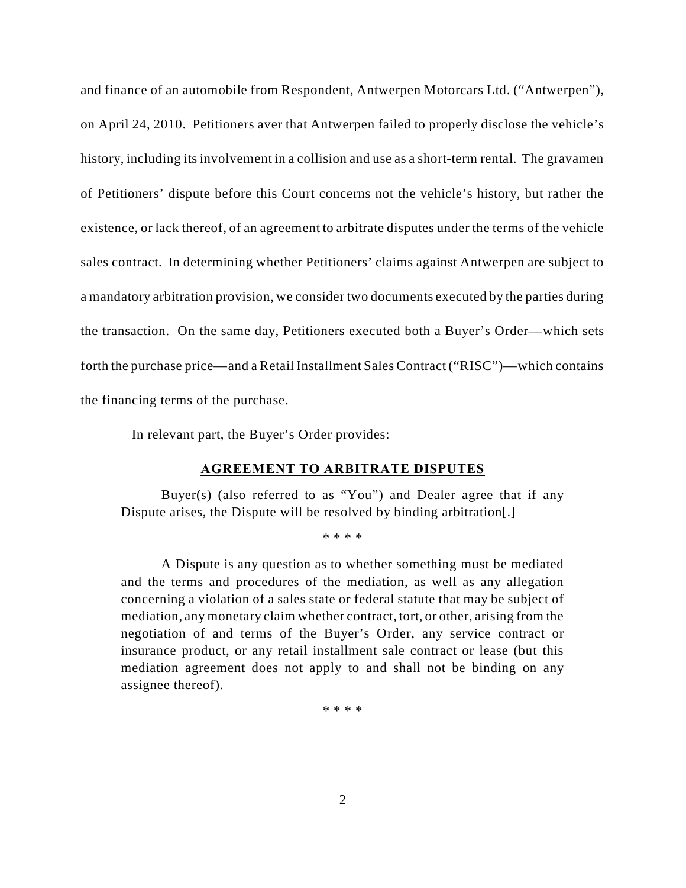and finance of an automobile from Respondent, Antwerpen Motorcars Ltd. ("Antwerpen"), on April 24, 2010. Petitioners aver that Antwerpen failed to properly disclose the vehicle's history, including its involvement in a collision and use as a short-term rental. The gravamen of Petitioners' dispute before this Court concerns not the vehicle's history, but rather the existence, or lack thereof, of an agreement to arbitrate disputes under the terms of the vehicle sales contract. In determining whether Petitioners' claims against Antwerpen are subject to a mandatory arbitration provision, we consider two documents executed by the parties during the transaction. On the same day, Petitioners executed both a Buyer's Order—which sets forth the purchase price—and a Retail Installment Sales Contract ("RISC")—which contains the financing terms of the purchase.

In relevant part, the Buyer's Order provides:

> **AGREEMENT TO ARBITRATE DISPUTES**
>
> Buyer(s) (also referred to as "You") and Dealer agree that if any Dispute arises, the Dispute will be resolved by binding arbitration[.]
>
> \* \* \* \*
>
> A Dispute is any question as to whether something must be mediated and the terms and procedures of the mediation, as well as any allegation concerning a violation of a sales state or federal statute that may be subject of mediation, any monetary claim whether contract, tort, or other, arising from the negotiation of and terms of the Buyer's Order, any service contract or insurance product, or any retail installment sale contract or lease (but this mediation agreement does not apply to and shall not be binding on any assignee thereof).
>
> \* \* \* \*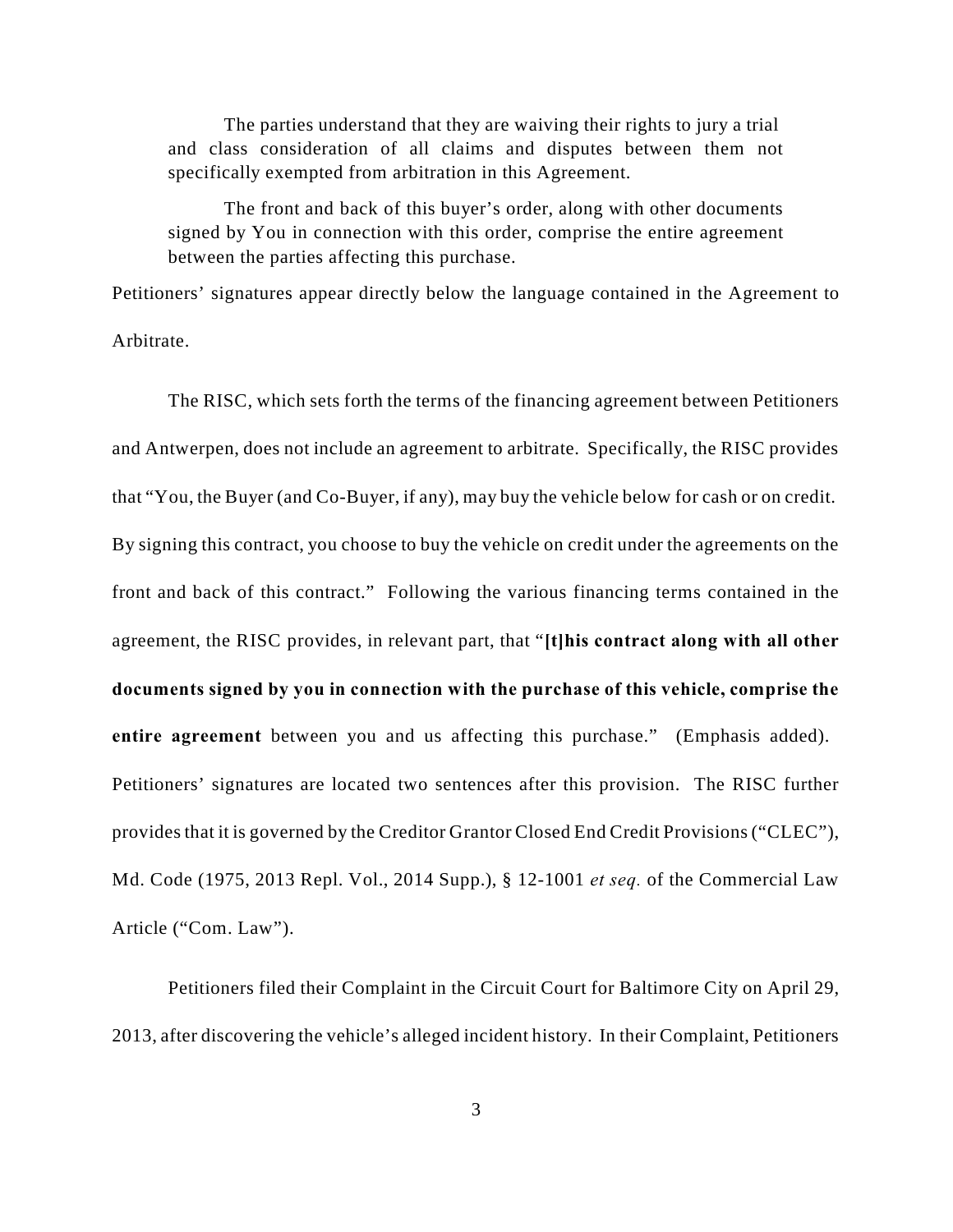> The parties understand that they are waiving their rights to jury a trial and class consideration of all claims and disputes between them not specifically exempted from arbitration in this Agreement.
>
> The front and back of this buyer's order, along with other documents signed by You in connection with this order, comprise the entire agreement between the parties affecting this purchase.

Petitioners' signatures appear directly below the language contained in the Agreement to Arbitrate.

The RISC, which sets forth the terms of the financing agreement between Petitioners and Antwerpen, does not include an agreement to arbitrate. Specifically, the RISC provides that "You, the Buyer (and Co-Buyer, if any), may buy the vehicle below for cash or on credit. By signing this contract, you choose to buy the vehicle on credit under the agreements on the front and back of this contract." Following the various financing terms contained in the agreement, the RISC provides, in relevant part, that "**[t]his contract along with all other documents signed by you in connection with the purchase of this vehicle, comprise the entire agreement** between you and us affecting this purchase." (Emphasis added). Petitioners' signatures are located two sentences after this provision. The RISC further provides that it is governed by the Creditor Grantor Closed End Credit Provisions ("CLEC"), Md. Code (1975, 2013 Repl. Vol., 2014 Supp.), § 12-1001 *et seq.* of the Commercial Law Article ("Com. Law").

Petitioners filed their Complaint in the Circuit Court for Baltimore City on April 29, 2013, after discovering the vehicle's alleged incident history. In their Complaint, Petitioners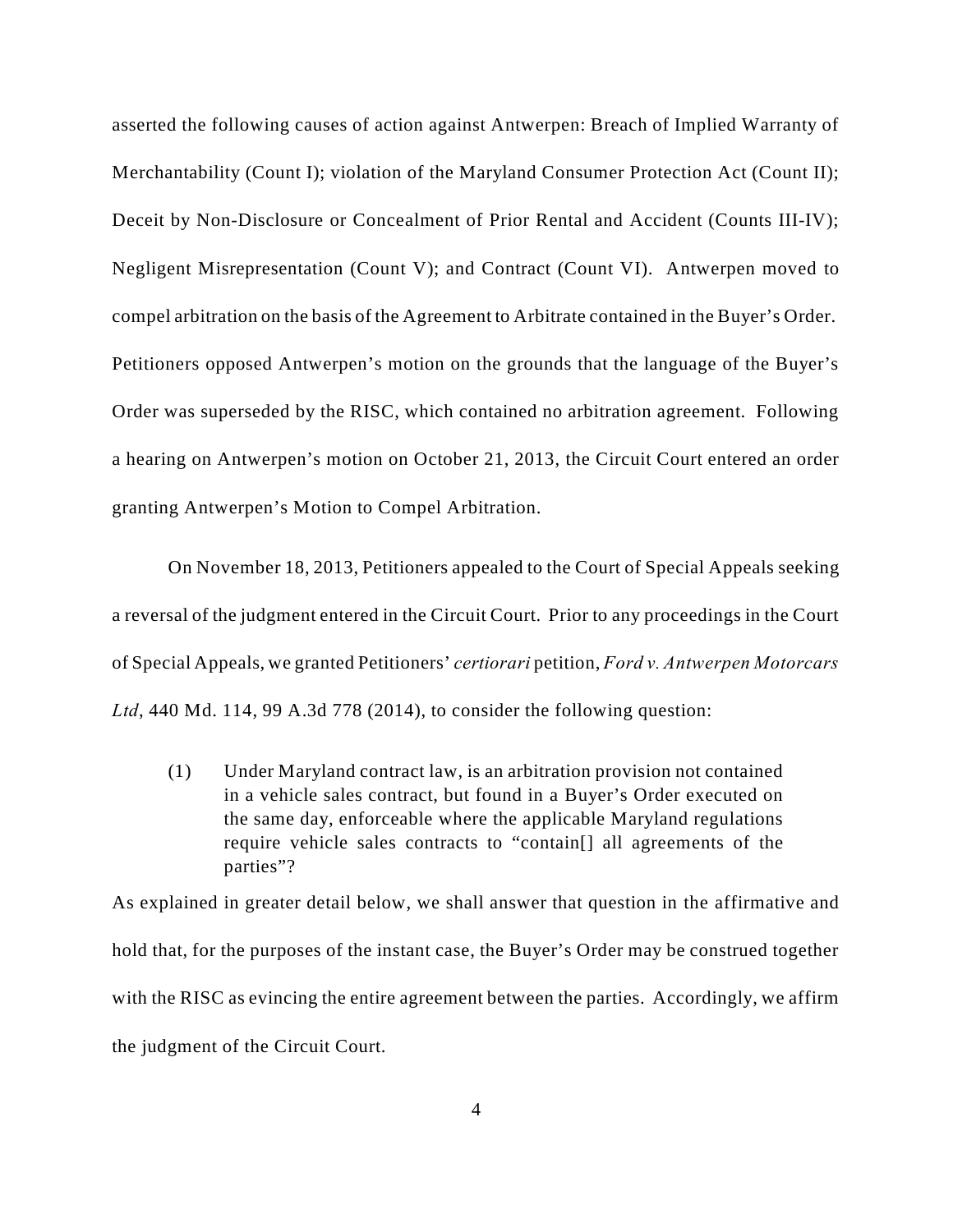asserted the following causes of action against Antwerpen: Breach of Implied Warranty of Merchantability (Count I); violation of the Maryland Consumer Protection Act (Count II); Deceit by Non-Disclosure or Concealment of Prior Rental and Accident (Counts III-IV); Negligent Misrepresentation (Count V); and Contract (Count VI). Antwerpen moved to compel arbitration on the basis of the Agreement to Arbitrate contained in the Buyer's Order. Petitioners opposed Antwerpen's motion on the grounds that the language of the Buyer's Order was superseded by the RISC, which contained no arbitration agreement. Following a hearing on Antwerpen's motion on October 21, 2013, the Circuit Court entered an order granting Antwerpen's Motion to Compel Arbitration.

On November 18, 2013, Petitioners appealed to the Court of Special Appeals seeking a reversal of the judgment entered in the Circuit Court. Prior to any proceedings in the Court of Special Appeals, we granted Petitioners' *certiorari* petition, *Ford v. Antwerpen Motorcars Ltd*, 440 Md. 114, 99 A.3d 778 (2014), to consider the following question:

> (1) Under Maryland contract law, is an arbitration provision not contained in a vehicle sales contract, but found in a Buyer's Order executed on the same day, enforceable where the applicable Maryland regulations require vehicle sales contracts to "contain[] all agreements of the parties"?

As explained in greater detail below, we shall answer that question in the affirmative and hold that, for the purposes of the instant case, the Buyer's Order may be construed together with the RISC as evincing the entire agreement between the parties. Accordingly, we affirm the judgment of the Circuit Court.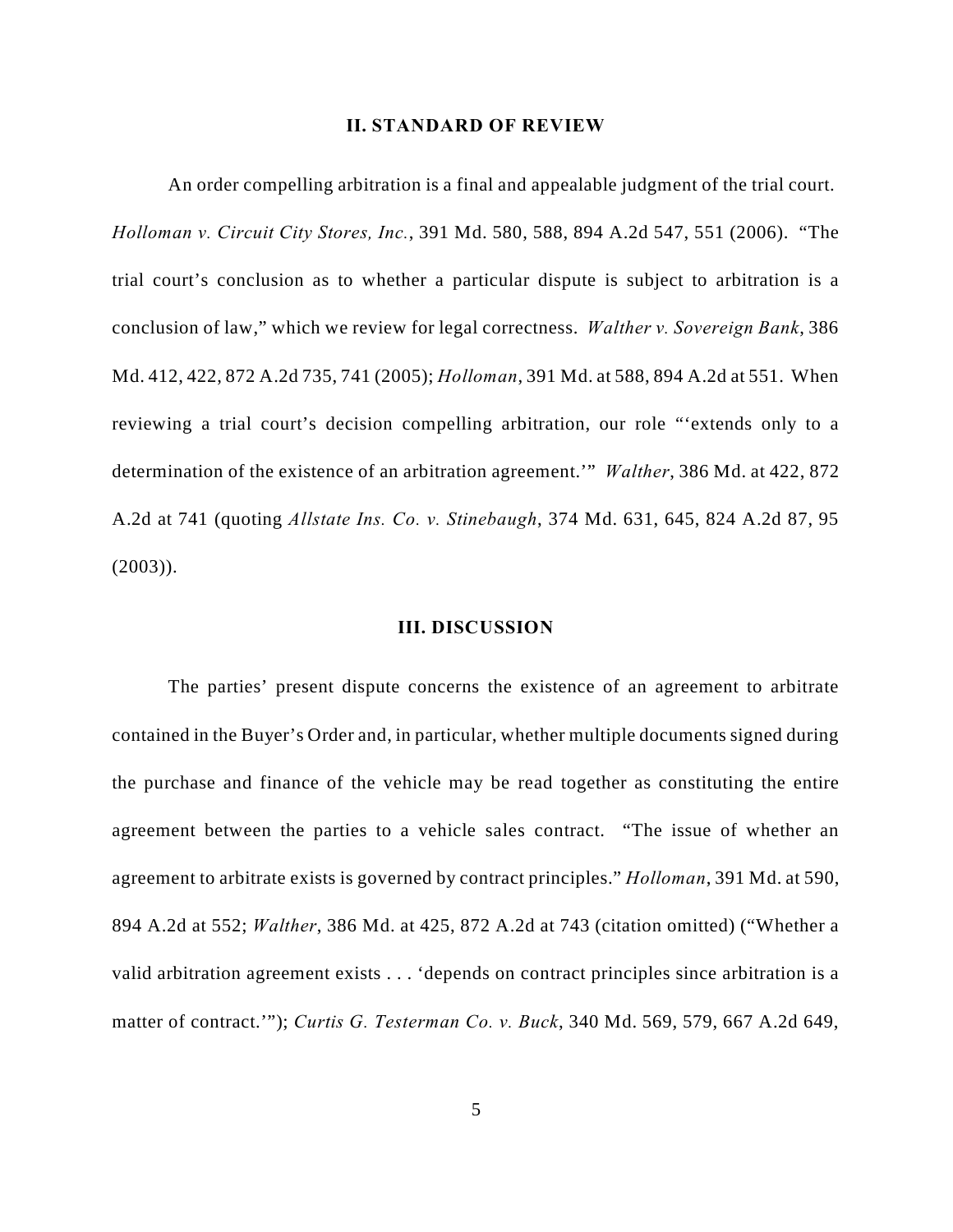## II. STANDARD OF REVIEW

An order compelling arbitration is a final and appealable judgment of the trial court. *Holloman v. Circuit City Stores, Inc.*, 391 Md. 580, 588, 894 A.2d 547, 551 (2006). "The trial court's conclusion as to whether a particular dispute is subject to arbitration is a conclusion of law," which we review for legal correctness. *Walther v. Sovereign Bank*, 386 Md. 412, 422, 872 A.2d 735, 741 (2005); *Holloman*, 391 Md. at 588, 894 A.2d at 551. When reviewing a trial court's decision compelling arbitration, our role "'extends only to a determination of the existence of an arbitration agreement.'" *Walther*, 386 Md. at 422, 872 A.2d at 741 (quoting *Allstate Ins. Co. v. Stinebaugh*, 374 Md. 631, 645, 824 A.2d 87, 95 (2003)).

## III. DISCUSSION

The parties' present dispute concerns the existence of an agreement to arbitrate contained in the Buyer's Order and, in particular, whether multiple documents signed during the purchase and finance of the vehicle may be read together as constituting the entire agreement between the parties to a vehicle sales contract. "The issue of whether an agreement to arbitrate exists is governed by contract principles." *Holloman*, 391 Md. at 590, 894 A.2d at 552; *Walther*, 386 Md. at 425, 872 A.2d at 743 (citation omitted) ("Whether a valid arbitration agreement exists . . . 'depends on contract principles since arbitration is a matter of contract.'"); *Curtis G. Testerman Co. v. Buck*, 340 Md. 569, 579, 667 A.2d 649,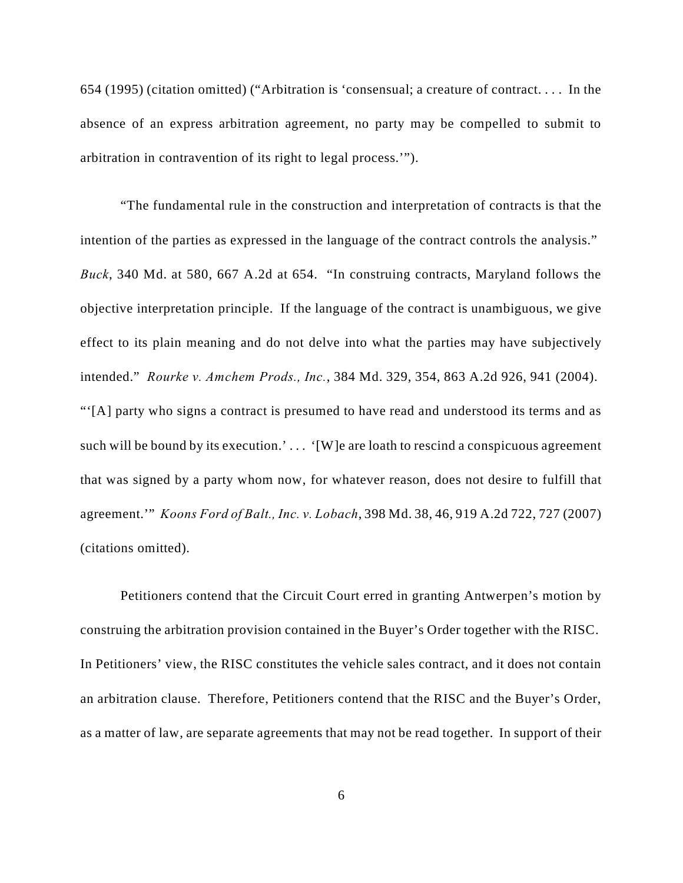654 (1995) (citation omitted) ("Arbitration is 'consensual; a creature of contract. . . . In the absence of an express arbitration agreement, no party may be compelled to submit to arbitration in contravention of its right to legal process.'").

"The fundamental rule in the construction and interpretation of contracts is that the intention of the parties as expressed in the language of the contract controls the analysis." *Buck*, 340 Md. at 580, 667 A.2d at 654. "In construing contracts, Maryland follows the objective interpretation principle. If the language of the contract is unambiguous, we give effect to its plain meaning and do not delve into what the parties may have subjectively intended." *Rourke v. Amchem Prods., Inc.*, 384 Md. 329, 354, 863 A.2d 926, 941 (2004). "'[A] party who signs a contract is presumed to have read and understood its terms and as such will be bound by its execution.' . . . '[W]e are loath to rescind a conspicuous agreement that was signed by a party whom now, for whatever reason, does not desire to fulfill that agreement.'" *Koons Ford of Balt., Inc. v. Lobach*, 398 Md. 38, 46, 919 A.2d 722, 727 (2007) (citations omitted).

Petitioners contend that the Circuit Court erred in granting Antwerpen's motion by construing the arbitration provision contained in the Buyer's Order together with the RISC. In Petitioners' view, the RISC constitutes the vehicle sales contract, and it does not contain an arbitration clause. Therefore, Petitioners contend that the RISC and the Buyer's Order, as a matter of law, are separate agreements that may not be read together. In support of their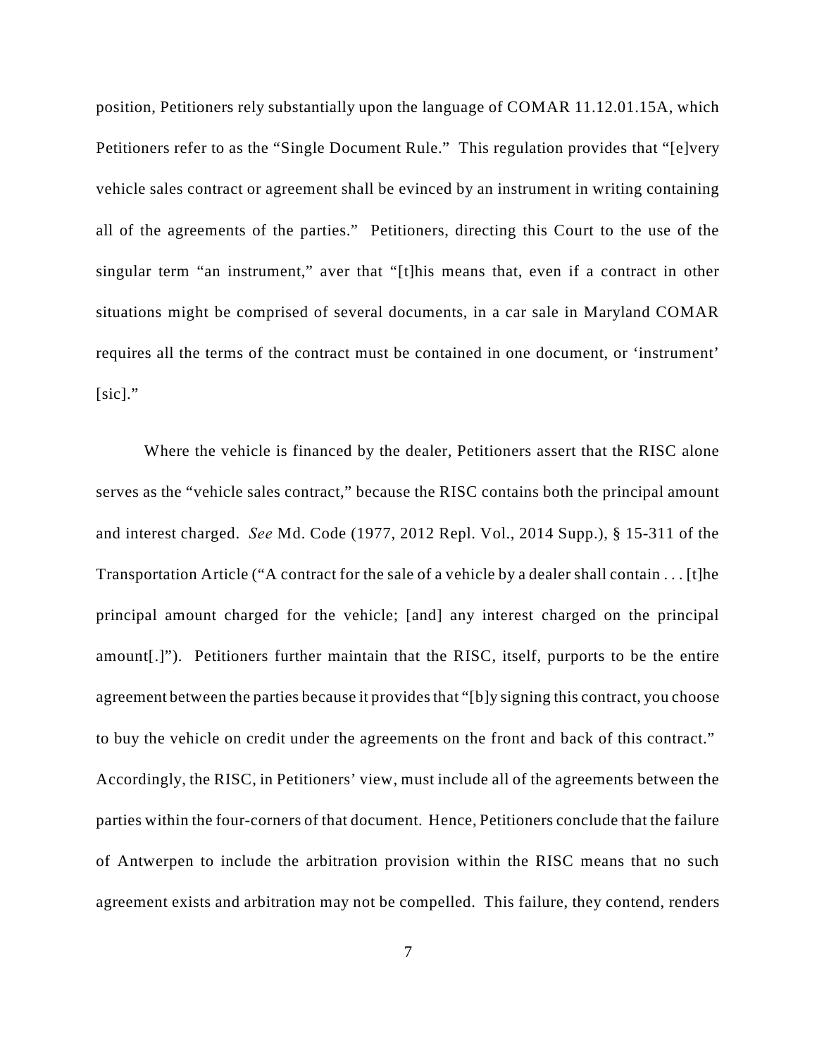position, Petitioners rely substantially upon the language of COMAR 11.12.01.15A, which Petitioners refer to as the "Single Document Rule." This regulation provides that "[e]very vehicle sales contract or agreement shall be evinced by an instrument in writing containing all of the agreements of the parties." Petitioners, directing this Court to the use of the singular term "an instrument," aver that "[t]his means that, even if a contract in other situations might be comprised of several documents, in a car sale in Maryland COMAR requires all the terms of the contract must be contained in one document, or 'instrument' [sic]."

Where the vehicle is financed by the dealer, Petitioners assert that the RISC alone serves as the "vehicle sales contract," because the RISC contains both the principal amount and interest charged. *See* Md. Code (1977, 2012 Repl. Vol., 2014 Supp.), § 15-311 of the Transportation Article ("A contract for the sale of a vehicle by a dealer shall contain . . . [t]he principal amount charged for the vehicle; [and] any interest charged on the principal amount[.]"). Petitioners further maintain that the RISC, itself, purports to be the entire agreement between the parties because it provides that "[b]y signing this contract, you choose to buy the vehicle on credit under the agreements on the front and back of this contract." Accordingly, the RISC, in Petitioners' view, must include all of the agreements between the parties within the four-corners of that document. Hence, Petitioners conclude that the failure of Antwerpen to include the arbitration provision within the RISC means that no such agreement exists and arbitration may not be compelled. This failure, they contend, renders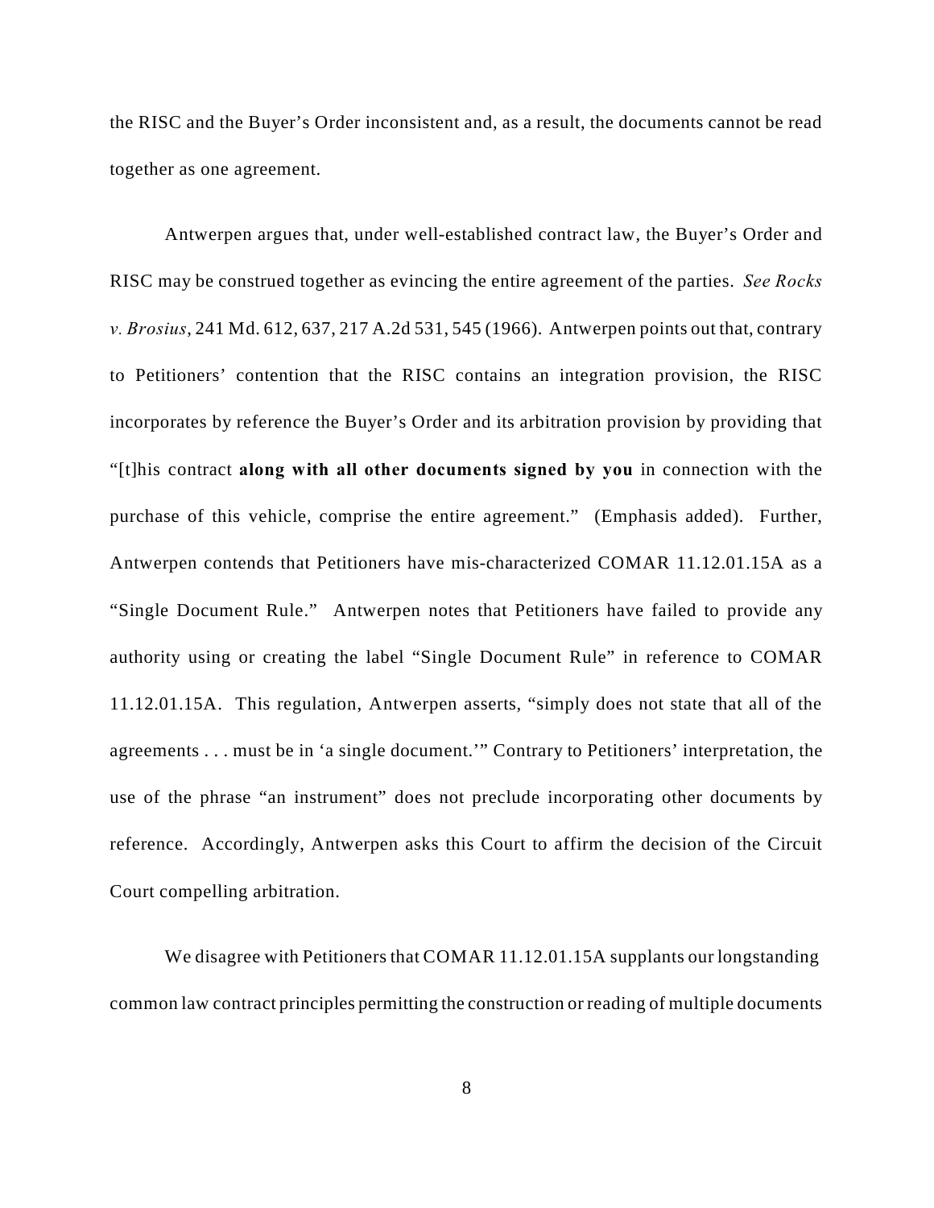the RISC and the Buyer's Order inconsistent and, as a result, the documents cannot be read together as one agreement.

Antwerpen argues that, under well-established contract law, the Buyer's Order and RISC may be construed together as evincing the entire agreement of the parties. *See Rocks v. Brosius*, 241 Md. 612, 637, 217 A.2d 531, 545 (1966). Antwerpen points out that, contrary to Petitioners' contention that the RISC contains an integration provision, the RISC incorporates by reference the Buyer's Order and its arbitration provision by providing that "[t]his contract **along with all other documents signed by you** in connection with the purchase of this vehicle, comprise the entire agreement." (Emphasis added). Further, Antwerpen contends that Petitioners have mis-characterized COMAR 11.12.01.15A as a "Single Document Rule." Antwerpen notes that Petitioners have failed to provide any authority using or creating the label "Single Document Rule" in reference to COMAR 11.12.01.15A. This regulation, Antwerpen asserts, "simply does not state that all of the agreements . . . must be in 'a single document.'" Contrary to Petitioners' interpretation, the use of the phrase "an instrument" does not preclude incorporating other documents by reference. Accordingly, Antwerpen asks this Court to affirm the decision of the Circuit Court compelling arbitration.

We disagree with Petitioners that COMAR 11.12.01.15A supplants our longstanding common law contract principles permitting the construction or reading of multiple documents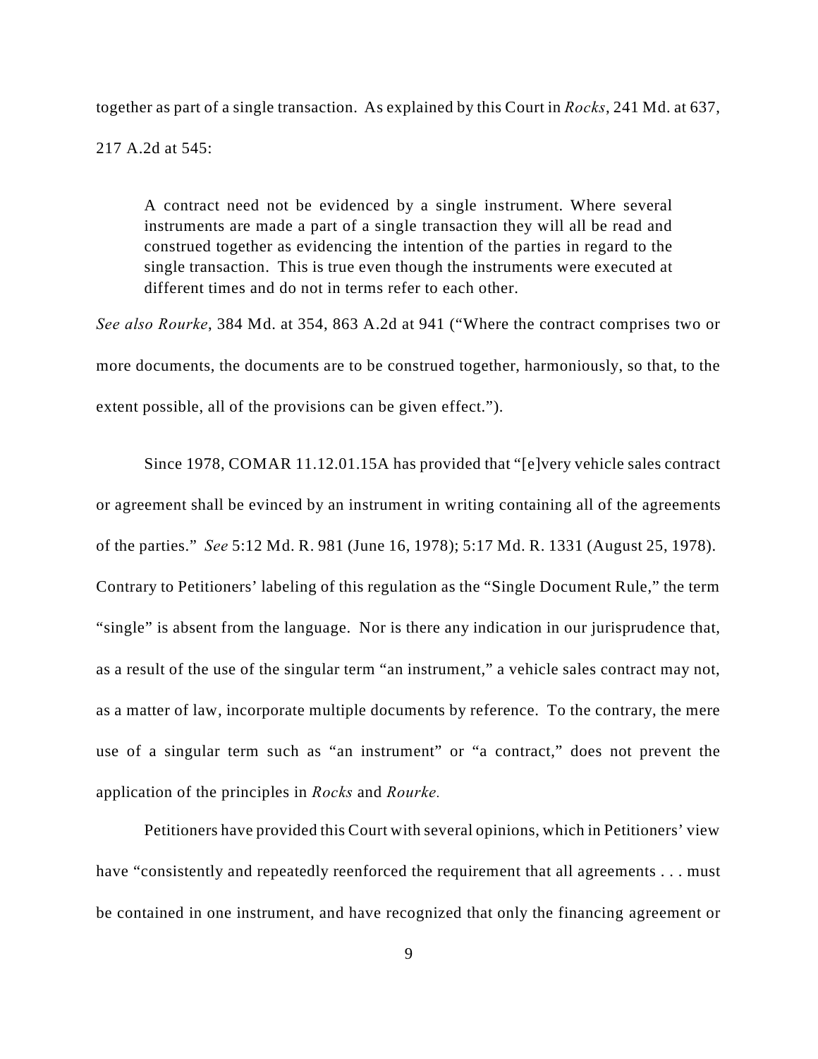together as part of a single transaction. As explained by this Court in *Rocks*, 241 Md. at 637, 217 A.2d at 545:

> A contract need not be evidenced by a single instrument. Where several instruments are made a part of a single transaction they will all be read and construed together as evidencing the intention of the parties in regard to the single transaction. This is true even though the instruments were executed at different times and do not in terms refer to each other.

*See also Rourke*, 384 Md. at 354, 863 A.2d at 941 ("Where the contract comprises two or more documents, the documents are to be construed together, harmoniously, so that, to the extent possible, all of the provisions can be given effect.").

Since 1978, COMAR 11.12.01.15A has provided that "[e]very vehicle sales contract or agreement shall be evinced by an instrument in writing containing all of the agreements of the parties." *See* 5:12 Md. R. 981 (June 16, 1978); 5:17 Md. R. 1331 (August 25, 1978). Contrary to Petitioners' labeling of this regulation as the "Single Document Rule," the term "single" is absent from the language. Nor is there any indication in our jurisprudence that, as a result of the use of the singular term "an instrument," a vehicle sales contract may not, as a matter of law, incorporate multiple documents by reference. To the contrary, the mere use of a singular term such as "an instrument" or "a contract," does not prevent the application of the principles in *Rocks* and *Rourke.*

Petitioners have provided this Court with several opinions, which in Petitioners' view have "consistently and repeatedly reenforced the requirement that all agreements . . . must be contained in one instrument, and have recognized that only the financing agreement or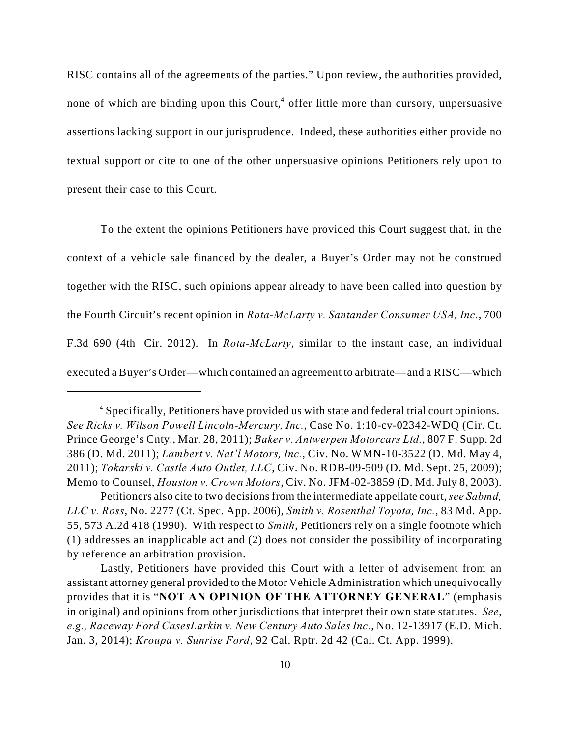RISC contains all of the agreements of the parties." Upon review, the authorities provided, none of which are binding upon this Court,[4] offer little more than cursory, unpersuasive assertions lacking support in our jurisprudence. Indeed, these authorities either provide no textual support or cite to one of the other unpersuasive opinions Petitioners rely upon to present their case to this Court.

To the extent the opinions Petitioners have provided this Court suggest that, in the context of a vehicle sale financed by the dealer, a Buyer's Order may not be construed together with the RISC, such opinions appear already to have been called into question by the Fourth Circuit's recent opinion in *Rota-McLarty v. Santander Consumer USA, Inc.*, 700 F.3d 690 (4th Cir. 2012). In *Rota-McLarty*, similar to the instant case, an individual executed a Buyer's Order—which contained an agreement to arbitrate—and a RISC—which

---

[4] Specifically, Petitioners have provided us with state and federal trial court opinions. *See Ricks v. Wilson Powell Lincoln-Mercury, Inc.*, Case No. 1:10-cv-02342-WDQ (Cir. Ct. Prince George's Cnty., Mar. 28, 2011); *Baker v. Antwerpen Motorcars Ltd.*, 807 F. Supp. 2d 386 (D. Md. 2011); *Lambert v. Nat'l Motors, Inc.*, Civ. No. WMN-10-3522 (D. Md. May 4, 2011); *Tokarski v. Castle Auto Outlet, LLC*, Civ. No. RDB-09-509 (D. Md. Sept. 25, 2009); Memo to Counsel, *Houston v. Crown Motors*, Civ. No. JFM-02-3859 (D. Md. July 8, 2003).

Petitioners also cite to two decisions from the intermediate appellate court, *see Sabmd, LLC v. Ross*, No. 2277 (Ct. Spec. App. 2006), *Smith v. Rosenthal Toyota, Inc.*, 83 Md. App. 55, 573 A.2d 418 (1990). With respect to *Smith*, Petitioners rely on a single footnote which (1) addresses an inapplicable act and (2) does not consider the possibility of incorporating by reference an arbitration provision.

Lastly, Petitioners have provided this Court with a letter of advisement from an assistant attorney general provided to the Motor Vehicle Administration which unequivocally provides that it is "**NOT AN OPINION OF THE ATTORNEY GENERAL**" (emphasis in original) and opinions from other jurisdictions that interpret their own state statutes. *See*, *e.g., Raceway Ford CasesLarkin v. New Century Auto Sales Inc.*, No. 12-13917 (E.D. Mich. Jan. 3, 2014); *Kroupa v. Sunrise Ford*, 92 Cal. Rptr. 2d 42 (Cal. Ct. App. 1999).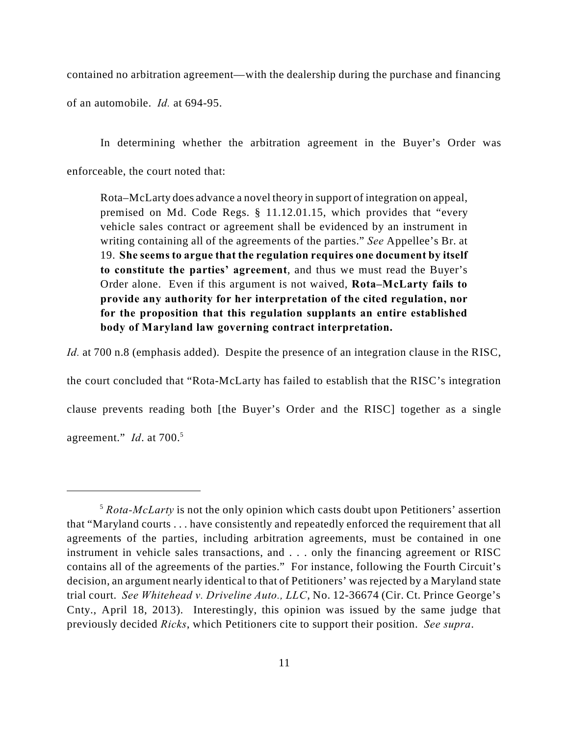contained no arbitration agreement—with the dealership during the purchase and financing of an automobile. *Id.* at 694-95.

In determining whether the arbitration agreement in the Buyer's Order was enforceable, the court noted that:

> Rota–McLarty does advance a novel theory in support of integration on appeal, premised on Md. Code Regs. § 11.12.01.15, which provides that "every vehicle sales contract or agreement shall be evidenced by an instrument in writing containing all of the agreements of the parties." *See* Appellee's Br. at 19. **She seems to argue that the regulation requires one document by itself to constitute the parties' agreement**, and thus we must read the Buyer's Order alone. Even if this argument is not waived, **Rota–McLarty fails to provide any authority for her interpretation of the cited regulation, nor for the proposition that this regulation supplants an entire established body of Maryland law governing contract interpretation.**

*Id.* at 700 n.8 (emphasis added). Despite the presence of an integration clause in the RISC, the court concluded that "Rota-McLarty has failed to establish that the RISC's integration clause prevents reading both [the Buyer's Order and the RISC] together as a single agreement." *Id*. at 700.[5]

---

[5] *Rota-McLarty* is not the only opinion which casts doubt upon Petitioners' assertion that "Maryland courts . . . have consistently and repeatedly enforced the requirement that all agreements of the parties, including arbitration agreements, must be contained in one instrument in vehicle sales transactions, and . . . only the financing agreement or RISC contains all of the agreements of the parties." For instance, following the Fourth Circuit's decision, an argument nearly identical to that of Petitioners' was rejected by a Maryland state trial court. *See Whitehead v. Driveline Auto., LLC*, No. 12-36674 (Cir. Ct. Prince George's Cnty., April 18, 2013). Interestingly, this opinion was issued by the same judge that previously decided *Ricks*, which Petitioners cite to support their position. *See supra*.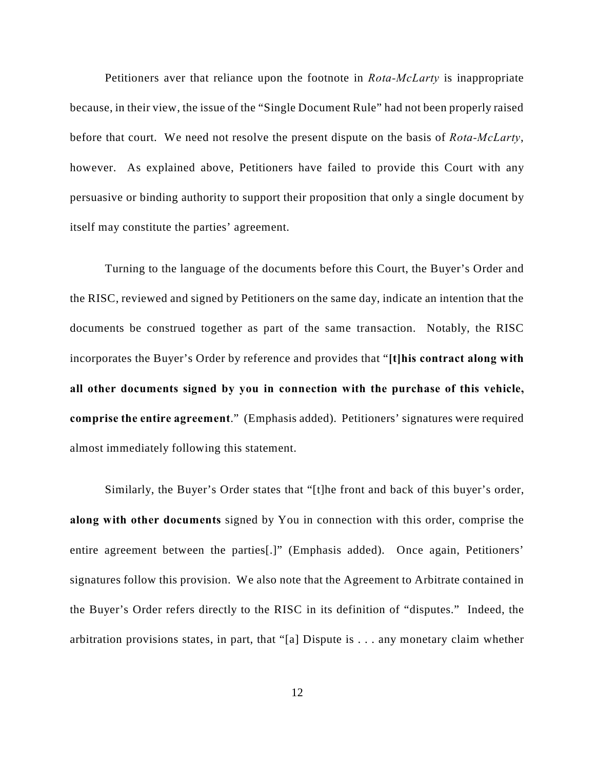Petitioners aver that reliance upon the footnote in *Rota-McLarty* is inappropriate because, in their view, the issue of the "Single Document Rule" had not been properly raised before that court. We need not resolve the present dispute on the basis of *Rota-McLarty*, however. As explained above, Petitioners have failed to provide this Court with any persuasive or binding authority to support their proposition that only a single document by itself may constitute the parties' agreement.

Turning to the language of the documents before this Court, the Buyer's Order and the RISC, reviewed and signed by Petitioners on the same day, indicate an intention that the documents be construed together as part of the same transaction. Notably, the RISC incorporates the Buyer's Order by reference and provides that "**[t]his contract along with all other documents signed by you in connection with the purchase of this vehicle, comprise the entire agreement**." (Emphasis added). Petitioners' signatures were required almost immediately following this statement.

Similarly, the Buyer's Order states that "[t]he front and back of this buyer's order, **along with other documents** signed by You in connection with this order, comprise the entire agreement between the parties[.]" (Emphasis added). Once again, Petitioners' signatures follow this provision. We also note that the Agreement to Arbitrate contained in the Buyer's Order refers directly to the RISC in its definition of "disputes." Indeed, the arbitration provisions states, in part, that "[a] Dispute is . . . any monetary claim whether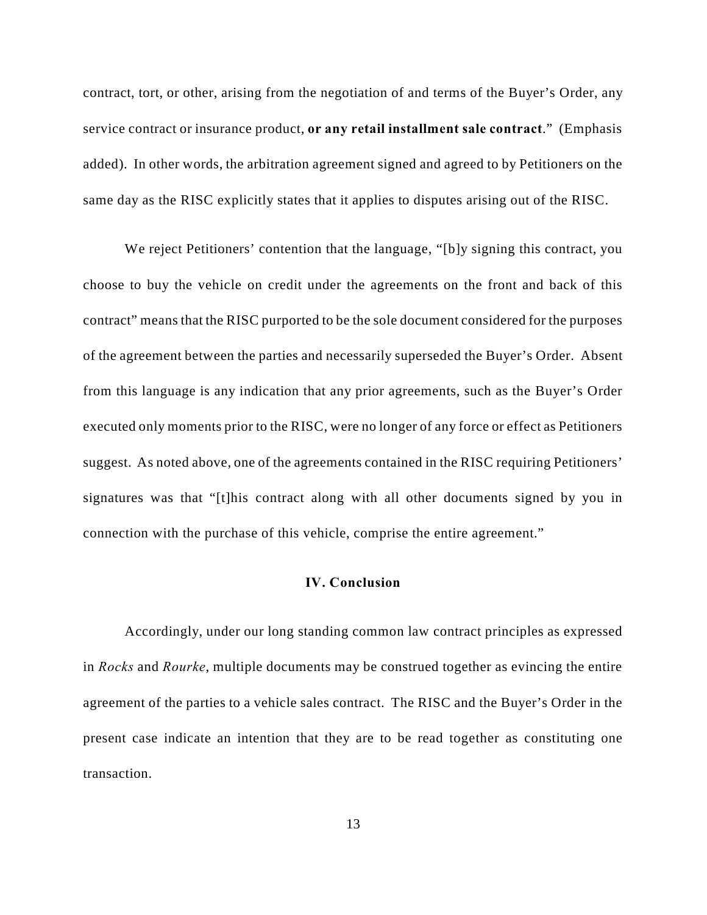contract, tort, or other, arising from the negotiation of and terms of the Buyer's Order, any service contract or insurance product, **or any retail installment sale contract**." (Emphasis added). In other words, the arbitration agreement signed and agreed to by Petitioners on the same day as the RISC explicitly states that it applies to disputes arising out of the RISC.

We reject Petitioners' contention that the language, "[b]y signing this contract, you choose to buy the vehicle on credit under the agreements on the front and back of this contract" means that the RISC purported to be the sole document considered for the purposes of the agreement between the parties and necessarily superseded the Buyer's Order. Absent from this language is any indication that any prior agreements, such as the Buyer's Order executed only moments prior to the RISC, were no longer of any force or effect as Petitioners suggest. As noted above, one of the agreements contained in the RISC requiring Petitioners' signatures was that "[t]his contract along with all other documents signed by you in connection with the purchase of this vehicle, comprise the entire agreement."

## IV. Conclusion

Accordingly, under our long standing common law contract principles as expressed in *Rocks* and *Rourke*, multiple documents may be construed together as evincing the entire agreement of the parties to a vehicle sales contract. The RISC and the Buyer's Order in the present case indicate an intention that they are to be read together as constituting one transaction.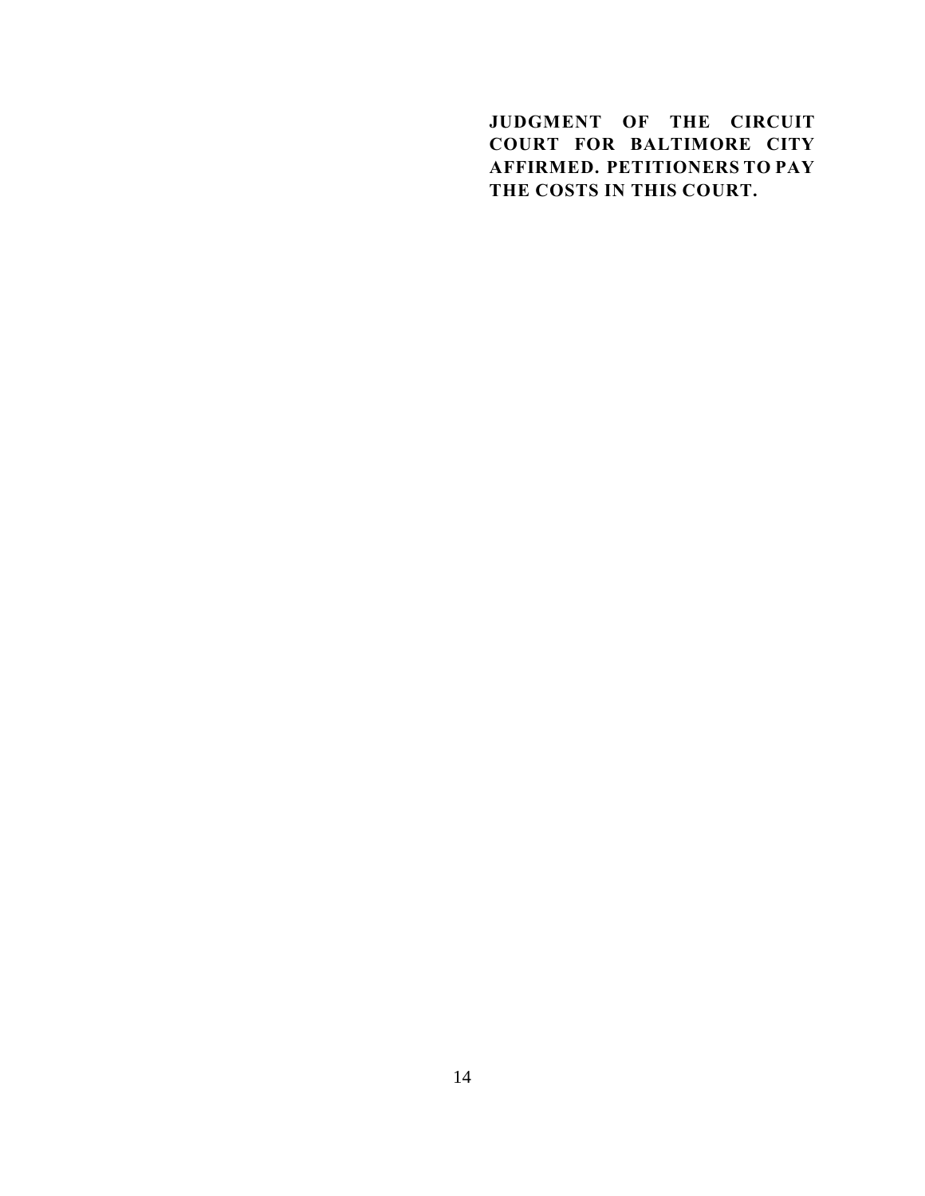**JUDGMENT OF THE CIRCUIT COURT FOR BALTIMORE CITY AFFIRMED. PETITIONERS TO PAY THE COSTS IN THIS COURT.**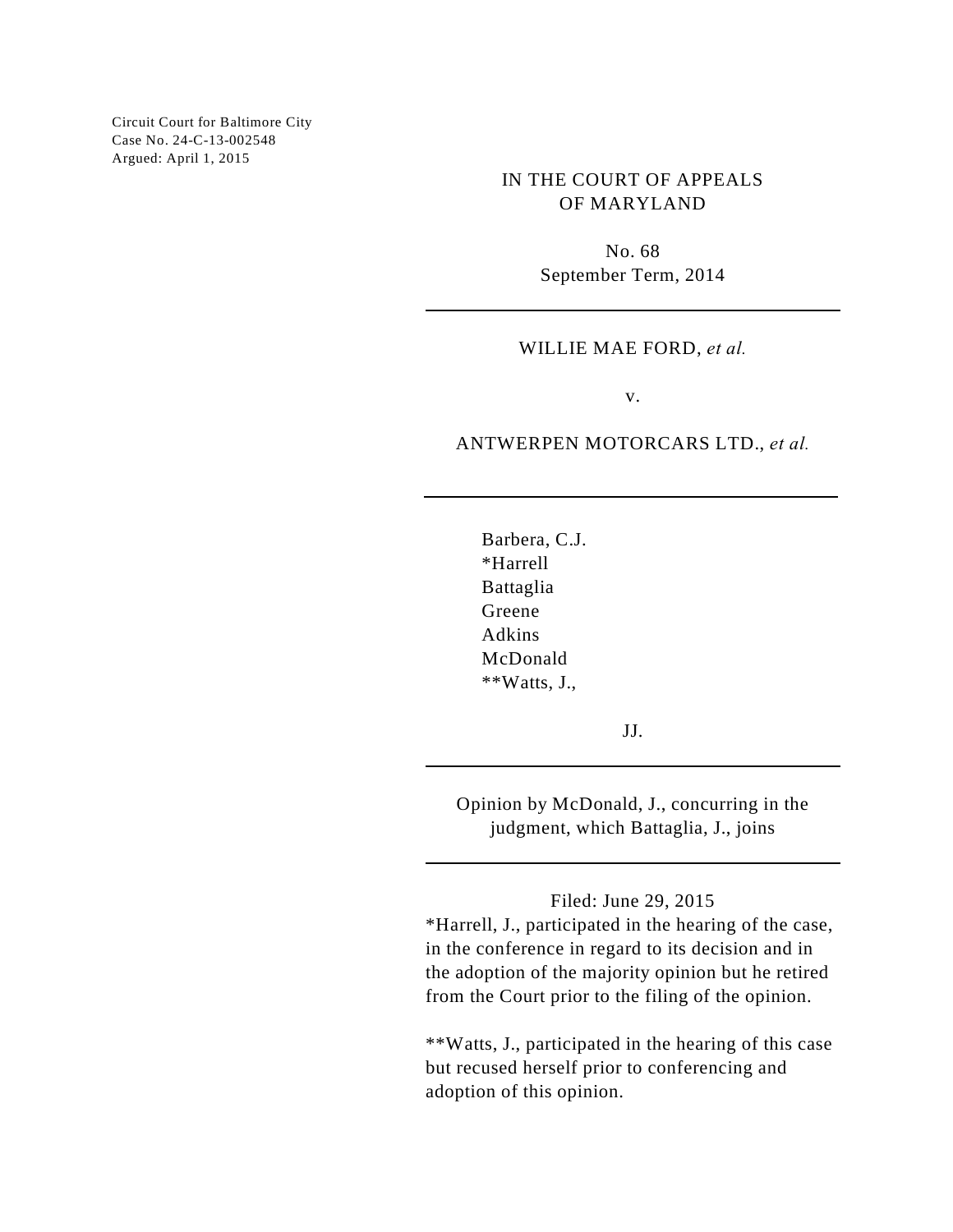Circuit Court for Baltimore City
Case No. 24-C-13-002548
Argued: April 1, 2015

IN THE COURT OF APPEALS
OF MARYLAND

No. 68
September Term, 2014

---

WILLIE MAE FORD, *et al.*

v.

ANTWERPEN MOTORCARS LTD., *et al.*

---

Barbera, C.J.
*Harrell
Battaglia
Greene
Adkins
McDonald
**Watts, J.,

JJ.

---

Opinion by McDonald, J., concurring in the judgment, which Battaglia, J., joins

---

Filed: June 29, 2015

*Harrell, J., participated in the hearing of the case, in the conference in regard to its decision and in the adoption of the majority opinion but he retired from the Court prior to the filing of the opinion.

**Watts, J., participated in the hearing of this case but recused herself prior to conferencing and adoption of this opinion.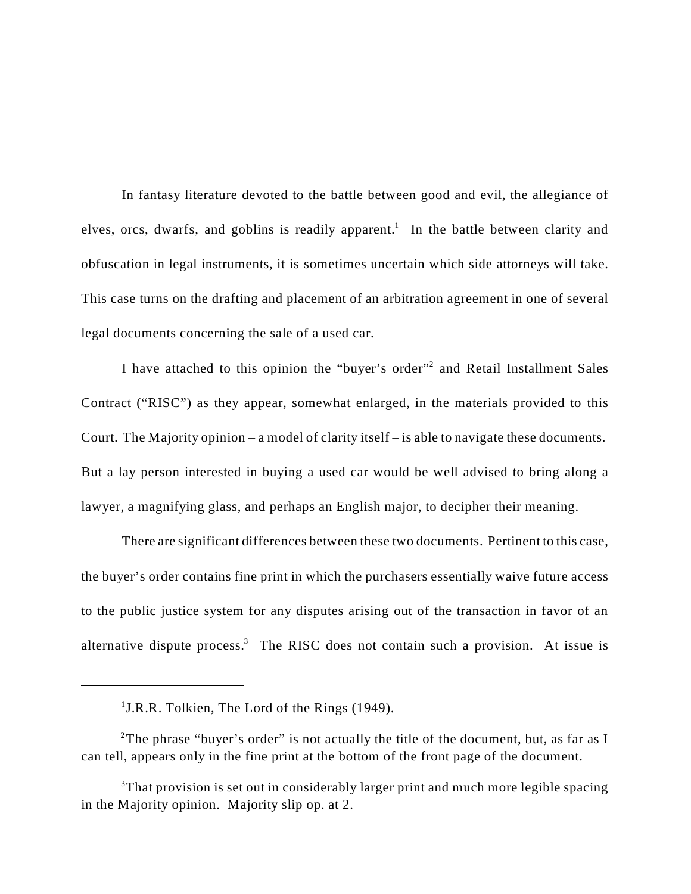In fantasy literature devoted to the battle between good and evil, the allegiance of elves, orcs, dwarfs, and goblins is readily apparent.[1] In the battle between clarity and obfuscation in legal instruments, it is sometimes uncertain which side attorneys will take. This case turns on the drafting and placement of an arbitration agreement in one of several legal documents concerning the sale of a used car.

I have attached to this opinion the "buyer's order"[2] and Retail Installment Sales Contract ("RISC") as they appear, somewhat enlarged, in the materials provided to this Court. The Majority opinion – a model of clarity itself – is able to navigate these documents. But a lay person interested in buying a used car would be well advised to bring along a lawyer, a magnifying glass, and perhaps an English major, to decipher their meaning.

There are significant differences between these two documents. Pertinent to this case, the buyer's order contains fine print in which the purchasers essentially waive future access to the public justice system for any disputes arising out of the transaction in favor of an alternative dispute process.[3] The RISC does not contain such a provision. At issue is

---

[1] J.R.R. Tolkien, The Lord of the Rings (1949).

[2] The phrase "buyer's order" is not actually the title of the document, but, as far as I can tell, appears only in the fine print at the bottom of the front page of the document.

[3] That provision is set out in considerably larger print and much more legible spacing in the Majority opinion. Majority slip op. at 2.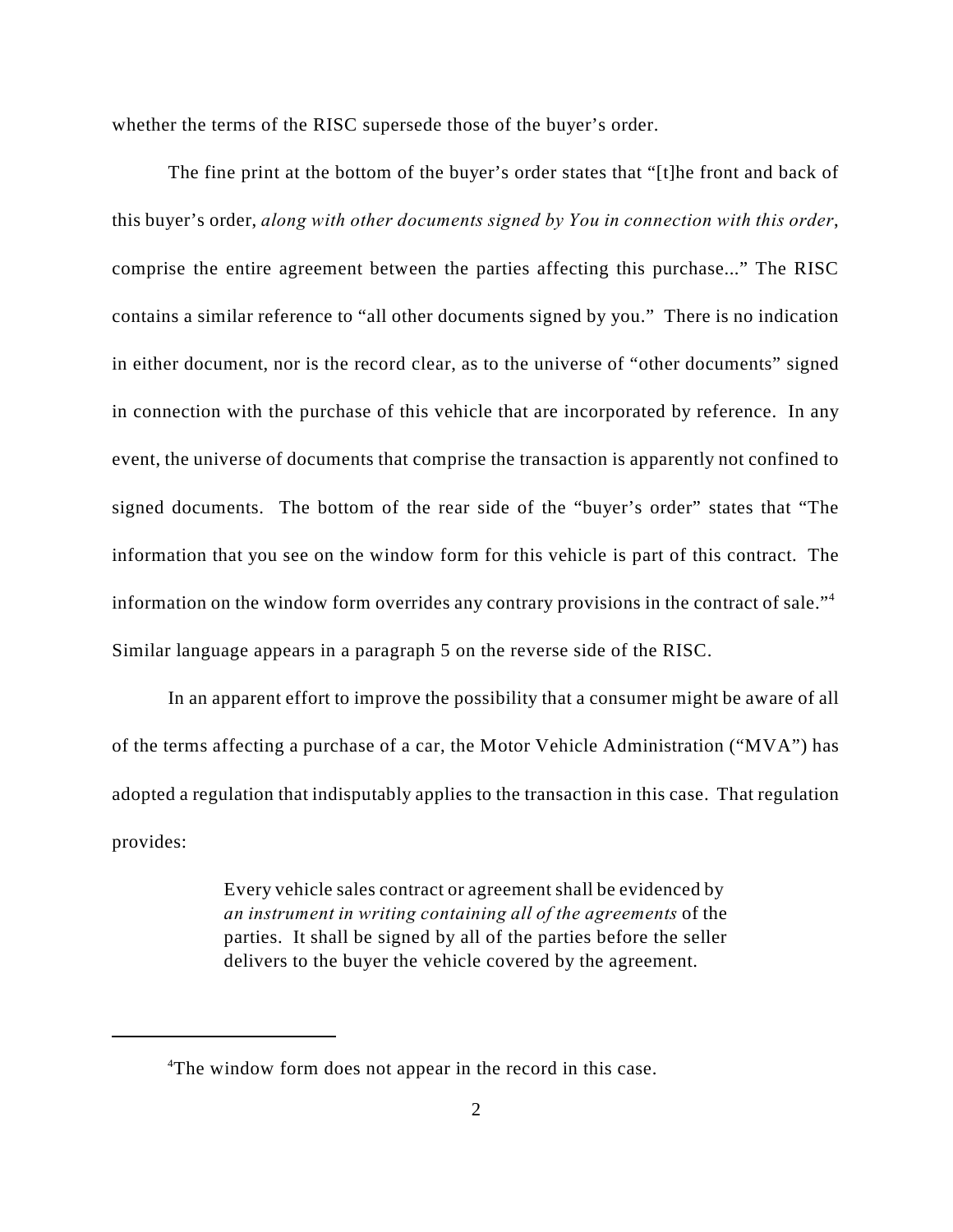whether the terms of the RISC supersede those of the buyer's order.

The fine print at the bottom of the buyer's order states that "[t]he front and back of this buyer's order, *along with other documents signed by You in connection with this order*, comprise the entire agreement between the parties affecting this purchase..." The RISC contains a similar reference to "all other documents signed by you." There is no indication in either document, nor is the record clear, as to the universe of "other documents" signed in connection with the purchase of this vehicle that are incorporated by reference. In any event, the universe of documents that comprise the transaction is apparently not confined to signed documents. The bottom of the rear side of the "buyer's order" states that "The information that you see on the window form for this vehicle is part of this contract. The information on the window form overrides any contrary provisions in the contract of sale."[4] Similar language appears in a paragraph 5 on the reverse side of the RISC.

In an apparent effort to improve the possibility that a consumer might be aware of all of the terms affecting a purchase of a car, the Motor Vehicle Administration ("MVA") has adopted a regulation that indisputably applies to the transaction in this case. That regulation provides:

> Every vehicle sales contract or agreement shall be evidenced by *an instrument in writing containing all of the agreements* of the parties. It shall be signed by all of the parties before the seller delivers to the buyer the vehicle covered by the agreement.

---

[4]The window form does not appear in the record in this case.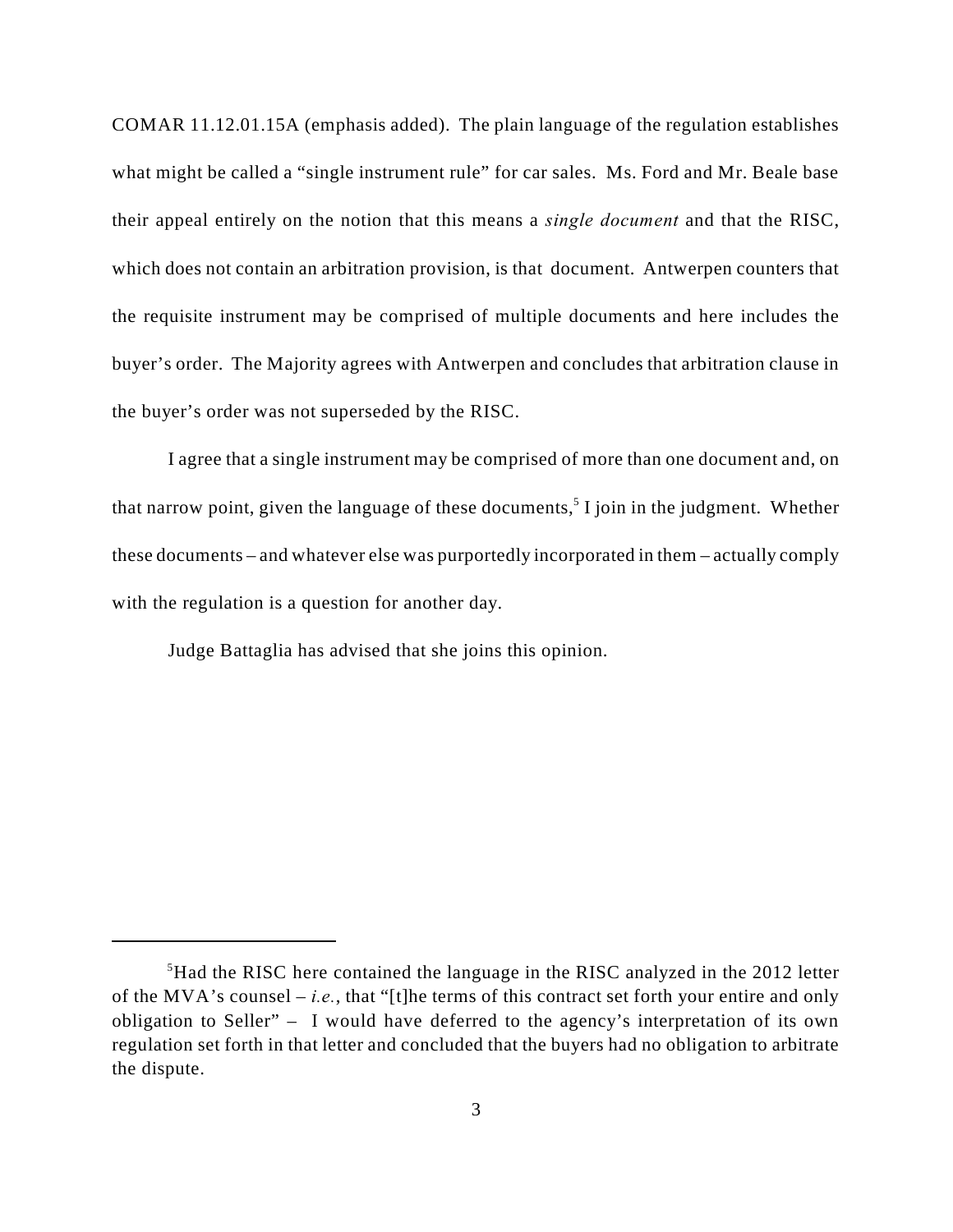COMAR 11.12.01.15A (emphasis added). The plain language of the regulation establishes what might be called a "single instrument rule" for car sales. Ms. Ford and Mr. Beale base their appeal entirely on the notion that this means a *single document* and that the RISC, which does not contain an arbitration provision, is that document. Antwerpen counters that the requisite instrument may be comprised of multiple documents and here includes the buyer's order. The Majority agrees with Antwerpen and concludes that arbitration clause in the buyer's order was not superseded by the RISC.

I agree that a single instrument may be comprised of more than one document and, on that narrow point, given the language of these documents,[5] I join in the judgment. Whether these documents – and whatever else was purportedly incorporated in them – actually comply with the regulation is a question for another day.

Judge Battaglia has advised that she joins this opinion.

---

[5]Had the RISC here contained the language in the RISC analyzed in the 2012 letter of the MVA's counsel – *i.e.*, that "[t]he terms of this contract set forth your entire and only obligation to Seller" – I would have deferred to the agency's interpretation of its own regulation set forth in that letter and concluded that the buyers had no obligation to arbitrate the dispute.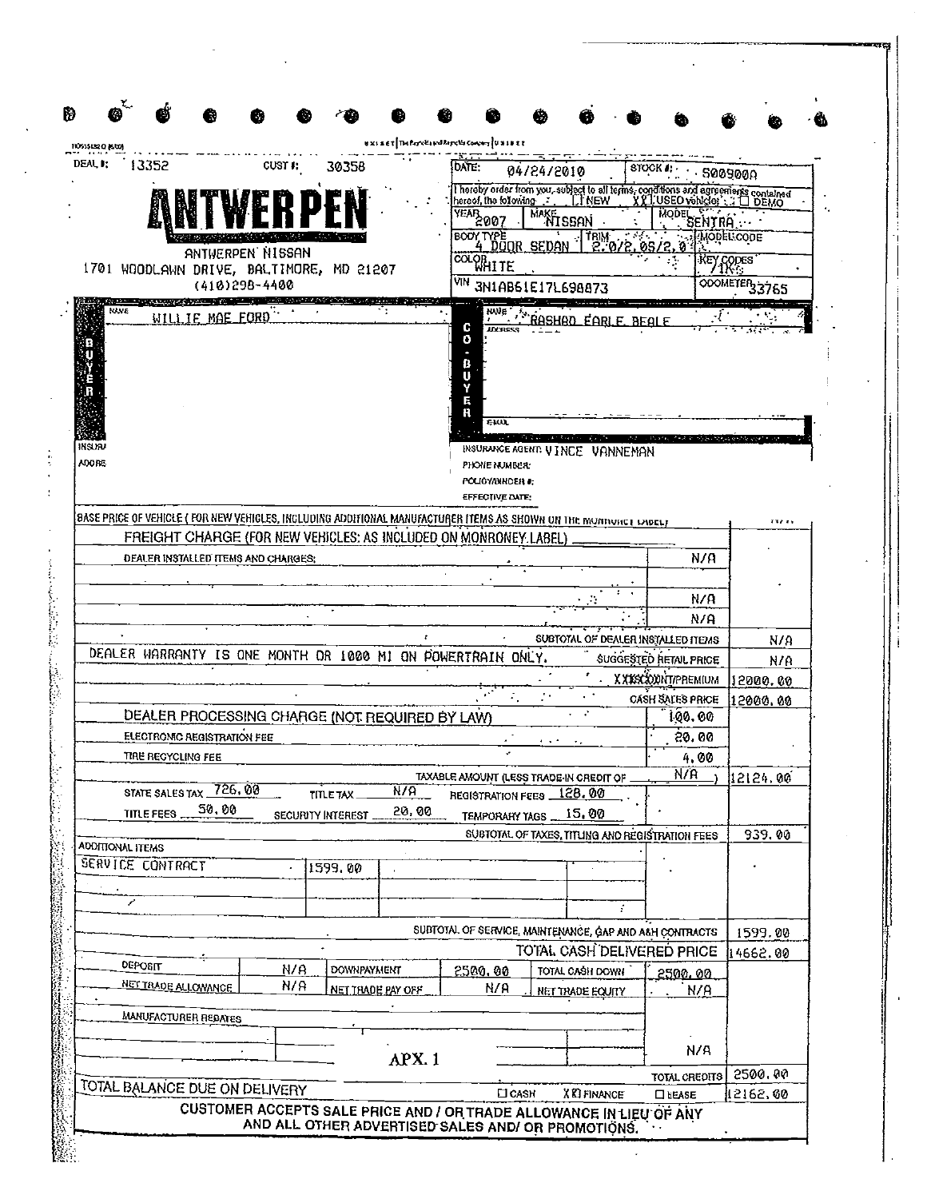DEAL #: 13352 CUST #: 30358

# ANTWERPEN

ANTWERPEN NISSAN
1701 WOODLAWN DRIVE, BALTIMORE, MD 21207
(410)298-4400

| DATE: 04/24/2010 | | STOCK #: 500900A |
|---|---|---|
| I hereby order from you, subject to all terms, conditions and agreements contained hereof, the following: ☐ NEW XX USED vehicle ☐ DEMO | | |
| YEAR 2007 | MAKE NISSAN | MODEL SENTRA |
| BODY TYPE 4 DOOR SEDAN | TRIM 2.0/2.0S/2.0 | MODEL CODE |
| COLOR WHITE | | KEY CODES 71K5 |
| VIN 3N1AB61E17L698873 | | ODOMETER 33765 |

**BUYER**
NAME: WILLIE MAE FORD

**CO-BUYER**
NAME: RASHAD EARLE BEALE
ADDRESS
EMAIL

INSURANCE AGENT: VINCE VANNEMAN
PHONE NUMBER:
POLICY/BINDER #:
EFFECTIVE DATE:

| | | |
|---|---|---|
| BASE PRICE OF VEHICLE (FOR NEW VEHICLES, INCLUDING ADDITIONAL MANUFACTURER ITEMS AS SHOWN ON THE MONRONEY LABEL) | | |
| FREIGHT CHARGE (FOR NEW VEHICLES: AS INCLUDED ON MONRONEY LABEL) | | |
| DEALER INSTALLED ITEMS AND CHARGES: | N/A | |
| | N/A | |
| | N/A | |
| SUBTOTAL OF DEALER INSTALLED ITEMS | | N/A |
| DEALER WARRANTY IS ONE MONTH OR 1000 MI ON POWERTRAIN ONLY. SUGGESTED RETAIL PRICE | | N/A |
| XXXX DISCOUNT/PREMIUM | | 12000.00 |
| CASH SALES PRICE | | 12000.00 |
| DEALER PROCESSING CHARGE (NOT REQUIRED BY LAW) | 100.00 | |
| ELECTRONIC REGISTRATION FEE | 20.00 | |
| TIRE RECYCLING FEE | 4.00 | |
| TAXABLE AMOUNT (LESS TRADE-IN CREDIT OF N/A) | | 12124.00 |
| STATE SALES TAX 726.00 TITLE TAX N/A REGISTRATION FEES 128.00 | | |
| TITLE FEES 50.00 SECURITY INTEREST 20.00 TEMPORARY TAGS 15.00 | | |
| SUBTOTAL OF TAXES, TITLING AND REGISTRATION FEES | | 939.00 |
| ADDITIONAL ITEMS | | |
| SERVICE CONTRACT 1599.00 | | |
| SUBTOTAL OF SERVICE, MAINTENANCE, GAP AND A&H CONTRACTS | | 1599.00 |
| TOTAL CASH DELIVERED PRICE | | 14662.00 |

| DEPOSIT | N/A | DOWNPAYMENT | 2500.00 | TOTAL CASH DOWN | 2500.00 |
|---|---|---|---|---|---|
| NET TRADE ALLOWANCE | N/A | NET TRADE PAY OFF | N/A | NET TRADE EQUITY | N/A |

MANUFACTURER REBATES: N/A

APX. 1

TOTAL CREDITS: 2500.00

TOTAL BALANCE DUE ON DELIVERY ☐ CASH XX FINANCE ☐ LEASE 12162.00

**CUSTOMER ACCEPTS SALE PRICE AND / OR TRADE ALLOWANCE IN LIEU OF ANY AND ALL OTHER ADVERTISED SALES AND/ OR PROMOTIONS.**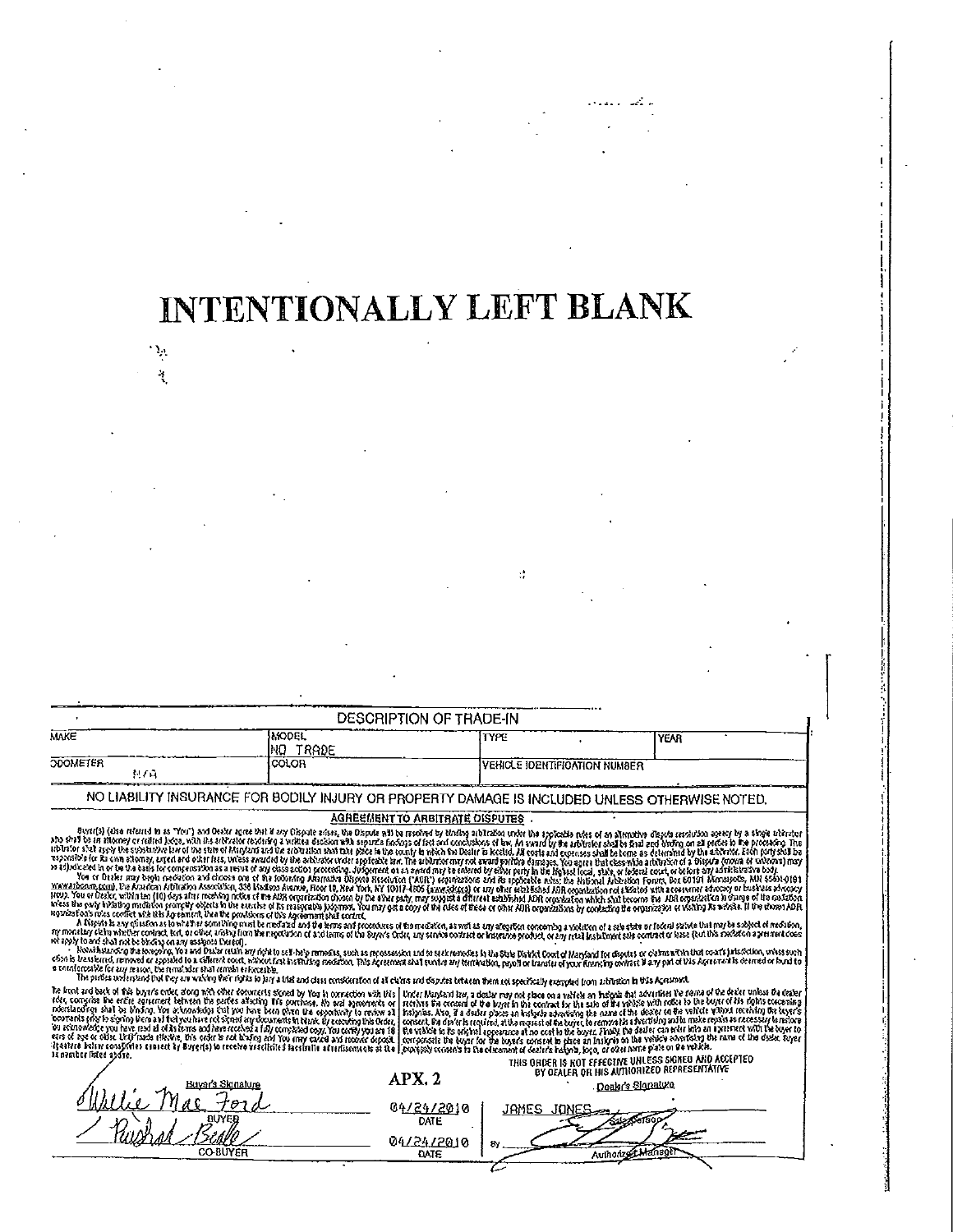# INTENTIONALLY LEFT BLANK

## DESCRIPTION OF TRADE-IN

| MAKE | MODEL NO TRADE | TYPE | YEAR |
|---|---|---|---|
| ODOMETER N/A | COLOR | VEHICLE IDENTIFICATION NUMBER | |

NO LIABILITY INSURANCE FOR BODILY INJURY OR PROPERTY DAMAGE IS INCLUDED UNLESS OTHERWISE NOTED.

**AGREEMENT TO ARBITRATE DISPUTES**

Buyer(s) (also referred to as "You") and Dealer agree that if any Dispute arises, the Dispute will be resolved by binding arbitration under the applicable rules of an alternative dispute resolution agency by a single arbitrator who shall be an attorney or retired judge, with the arbitrator rendering a written decision with separate findings of fact and conclusions of law. An award by the arbitrator shall be final and binding on all parties to the proceeding. The arbitrator shall apply the substantive law of the state of Maryland and the arbitration shall take place in the county in which the Dealer is located. All costs and expenses shall be borne as determined by the arbitrator. Each party shall be responsible for its own attorney, expert and other fees, unless awarded by the arbitrator under applicable law. The arbitrator may not award punitive damages. You agree that class-wide arbitration of a Dispute (known or unknown) may be adjudicated in or be the basis for compensation as a result of any class action proceeding. Judgment on an award may be entered by either party in the highest local, state, or federal court, or before any administrative body.

You or Dealer may begin mediation and choose one of the following Alternative Dispute Resolution ("ADR") organizations and its applicable rules: the National Arbitration Forum, Box 50191 Minneapolis, MN 55405-0191 www.arbforum.com, the American Arbitration Association, 335 Madison Avenue, Floor 10, New York, NY 10017-4605 (www.adr.org) or any other established ADR organization not affiliated with a consumer advocacy or business advocacy group. You or Dealer, within ten (10) days after receiving notice of the ADR organization chosen by the other party, may suggest a different established ADR organization which shall become the ADR organization in charge of the mediation unless the party initiating mediation promptly objects in the exercise of its reasonable judgment. You may get a copy of the rules of these or other ADR organizations by contacting the organization or visiting its website. If the chosen ADR organization's rules conflict with this Agreement, then the provisions of this Agreement shall control.

A Dispute is any question as to whether something must be mediated and the terms and procedures of the mediation, as well as any allegation concerning a violation of a state or federal statute that may be subject of mediation, any monetary claim whether contract, tort, or other, arising from the negotiation of and terms of the Buyer's Order, any service contract or insurance product, or any retail installment sale contract or lease (but this mediation agreement does not apply to and shall not be binding on any assignee thereof).

Notwithstanding the foregoing, You and Dealer retain any right to self-help remedies, such as repossession and to seek remedies in the State District Court of Maryland for disputes or claims within that court's jurisdiction, unless such action is transferred, removed or appealed to a different court, without first instituting mediation. This Agreement shall survive any termination, payoff or transfer of your financing contract. If any part of this Agreement is deemed or found to be unenforceable for any reason, the remainder shall remain enforceable.

The parties understand that they are waiving their rights to jury a trial and class consideration of all claims and disputes between them not specifically exempted from arbitration in this Agreement.

The front and back of this buyer's order, along with other documents signed by You in connection with this order, comprise the entire agreement between the parties affecting this purchase. No oral agreements or understandings shall be binding. You acknowledge that you have been given the opportunity to review all documents prior to signing them and that you have not signed any documents in blank. By executing this Order, You acknowledge you have read all of its terms and have received a fully completed copy. You certify you are 18 years of age or older. Until trade effective, this order is not binding and You may cancel and recover deposit. Signature below constitutes consent by Buyer(s) to receive unsolicited facsimile advertisements at the fax number listed above.

Under Maryland law, a dealer may not place on a vehicle an insignia that advertises the name of the dealer unless the dealer receives the consent of the buyer in the contract for the sale of the vehicle with notice to the buyer of his rights concerning insignias. Also, if a dealer places an insignia advertising the name of the dealer on the vehicle without receiving the buyer's consent, the dealer is required, at the request of the buyer, to remove the advertising and to make repairs as necessary to restore the vehicle to its original appearance at no cost to the buyer. Finally, the dealer can enter into an agreement with the buyer to compensate the buyer for the buyer's consent to place an insignia on the vehicle advertising the name of the dealer. Buyer expressly consents to the placement of dealer's insignia, logo, or other name plate on the vehicle.

THIS ORDER IS NOT EFFECTIVE UNLESS SIGNED AND ACCEPTED BY DEALER OR HIS AUTHORIZED REPRESENTATIVE

APX. 2

Buyer's Signature

Willie Mae Ford — BUYER — 04/24/2010 DATE

Rushad Beale — CO-BUYER — 04/24/2010 DATE

Dealer's Signature

JAMES JONES — Salesperson

By — Authorized Manager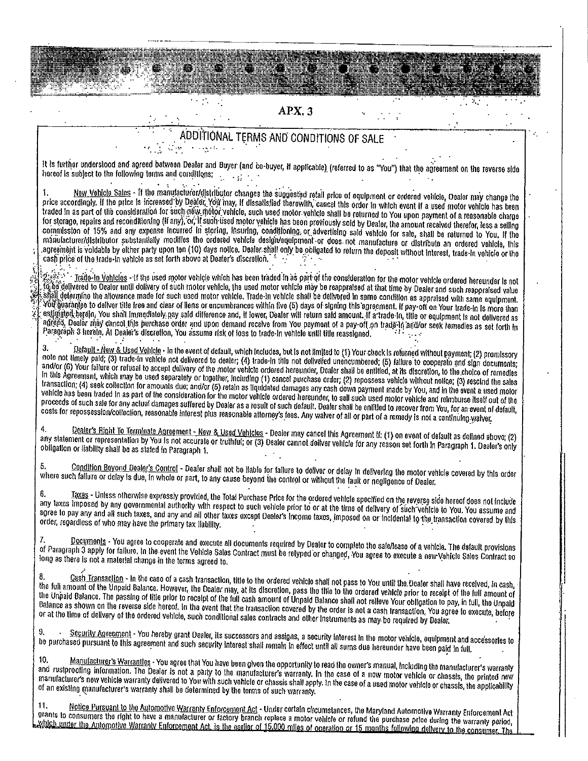APX. 3

## ADDITIONAL TERMS AND CONDITIONS OF SALE

It is further understood and agreed between Dealer and Buyer (and co-buyer, if applicable) (referred to as "You") that the agreement on the reverse side hereof is subject to the following terms and conditions:

1. New Vehicle Sales - If the manufacturer/distributor changes the suggested retail price of equipment or ordered vehicle, Dealer may change the price accordingly. If the price is increased by Dealer, You may, if dissatisfied therewith, cancel this order in which event if a used motor vehicle has been traded in as part of the consideration for such new motor vehicle, such used motor vehicle shall be returned to You upon payment of a reasonable charge for storage, repairs and reconditioning (if any), or, if such used motor vehicle has been previously sold by Dealer, the amount received therefor, less a selling commission of 15% and any expense incurred in storing, insuring, conditioning, or advertising said vehicle for sale, shall be returned to You. If the manufacturer/distributor substantially modifies the ordered vehicle design/equipment or does not manufacture or distribute an ordered vehicle, this agreement is voidable by either party upon ten (10) days notice. Dealer shall only be obligated to return the deposit without interest, trade-in vehicle or the cash price of the trade-in vehicle as set forth above at Dealer's discretion.

2. Trade-In Vehicles - If the used motor vehicle which has been traded in as part of the consideration for the motor vehicle ordered hereunder is not to be delivered to Dealer until delivery of such motor vehicle, the used motor vehicle may be reappraised at that time by Dealer and such reappraised value shall determine the allowance made for such used motor vehicle. Trade-in vehicle shall be delivered in same condition as appraised with same equipment. You guarantee to deliver title free and clear of liens or encumbrances within five (5) days of signing this agreement. If pay-off on Your trade-in is more than estimated herein, You shall immediately pay said difference and, if lower, Dealer will return said amount. If a trade-in, title or equipment is not delivered as agreed, Dealer may cancel this purchase order and upon demand receive from You payment of a pay-off on trade-in and/or seek remedies as set forth in Paragraph 3 herein. At Dealer's discretion, You assume risk of loss to trade-in vehicle until title reassigned.

3. Default - New & Used Vehicle - In the event of default, which includes, but is not limited to (1) Your check is returned without payment; (2) promissory note not timely paid; (3) trade-in vehicle not delivered to dealer; (4) trade-in title not delivered unencumbered; (5) failure to cooperate and sign documents; and/or (6) Your failure or refusal to accept delivery of the motor vehicle ordered hereunder, Dealer shall be entitled, at its discretion, to the choice of remedies in this Agreement, which may be used separately or together, including (1) cancel purchase order; (2) repossess vehicle without notice; (3) rescind the sales transaction; (4) seek collection for amounts due; and/or (5) retain as liquidated damages any cash down payment made by You, and in the event a used motor vehicle has been traded in as part of the consideration for the motor vehicle ordered hereunder, to sell such used motor vehicle and reimburse itself out of the proceeds of such sale for any actual damages suffered by Dealer as a result of such default. Dealer shall be entitled to recover from You, for an event of default, costs for repossession/collection, reasonable interest plus reasonable attorney's fees. Any waiver of all or part of a remedy is not a continuing waiver.

4. Dealer's Right To Terminate Agreement - New & Used Vehicles - Dealer may cancel this Agreement if: (1) on event of default as defined above; (2) any statement or representation by You is not accurate or truthful; or (3) Dealer cannot deliver vehicle for any reason set forth in Paragraph 1. Dealer's only obligation or liability shall be as stated in Paragraph 1.

5. Condition Beyond Dealer's Control - Dealer shall not be liable for failure to deliver or delay in delivering the motor vehicle covered by this order where such failure or delay is due, in whole or part, to any cause beyond the control or without the fault or negligence of Dealer.

6. Taxes - Unless otherwise expressly provided, the Total Purchase Price for the ordered vehicle specified on the reverse side hereof does not include any taxes imposed by any governmental authority with respect to such vehicle prior to or at the time of delivery of such vehicle to You. You assume and agree to pay any and all such taxes, and any and all other taxes except Dealer's income taxes, imposed on or incidental to the transaction covered by this order, regardless of who may have the primary tax liability.

7. Documents - You agree to cooperate and execute all documents required by Dealer to complete the sale/lease of a vehicle. The default provisions of Paragraph 3 apply for failure. In the event the Vehicle Sales Contract must be retyped or changed, You agree to execute a new Vehicle Sales Contract so long as there is not a material change in the terms agreed to.

8. Cash Transaction - In the case of a cash transaction, title to the ordered vehicle shall not pass to You until the Dealer shall have received, in cash, the full amount of the Unpaid Balance. However, the Dealer may, at its discretion, pass the title to the ordered vehicle prior to receipt of the full amount of the Unpaid Balance. The passing of title prior to receipt of the full cash amount of Unpaid Balance shall not relieve Your obligation to pay, in full, the Unpaid Balance as shown on the reverse side hereof. In the event that the transaction covered by the order is not a cash transaction, You agree to execute, before or at the time of delivery of the ordered vehicle, such conditional sales contracts and other instruments as may be required by Dealer.

9. Security Agreement - You hereby grant Dealer, its successors and assigns, a security interest in the motor vehicle, equipment and accessories to be purchased pursuant to this agreement and such security interest shall remain in effect until all sums due hereunder have been paid in full.

10. Manufacturer's Warranties - You agree that You have been given the opportunity to read the owner's manual, including the manufacturer's warranty and rustproofing information. The Dealer is not a party to the manufacturer's warranty. In the case of a new motor vehicle or chassis, the printed new manufacturer's new vehicle warranty delivered to You with such vehicle or chassis shall apply. In the case of a used motor vehicle or chassis, the applicability of an existing manufacturer's warranty shall be determined by the terms of such warranty.

11. Notice Pursuant to the Automotive Warranty Enforcement Act - Under certain circumstances, the Maryland Automotive Warranty Enforcement Act grants to consumers the right to have a manufacturer or factory branch replace a motor vehicle or refund the purchase price during the warranty period, which under the Automotive Warranty Enforcement Act, is the earlier of 15,000 miles of operation or 15 months following delivery to the consumer. The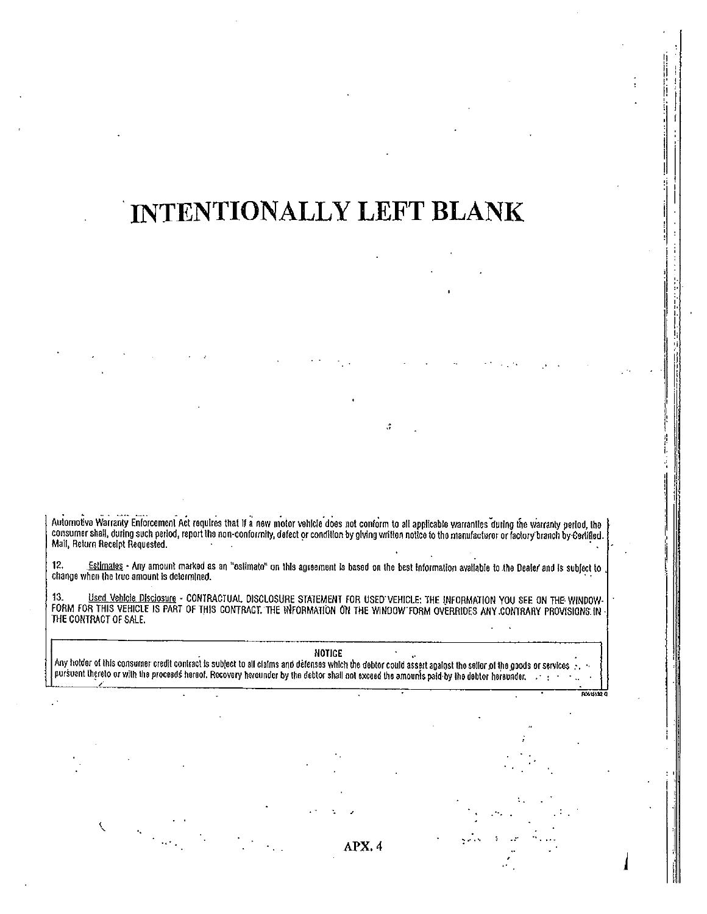# INTENTIONALLY LEFT BLANK

Automotive Warranty Enforcement Act requires that if a new motor vehicle does not conform to all applicable warranties during the warranty period, the consumer shall, during such period, report the non-conformity, defect or condition by giving written notice to the manufacturer or factory branch by Certified Mail, Return Receipt Requested.

12. Estimates - Any amount marked as an "estimate" on this agreement is based on the best information available to the Dealer and is subject to change when the true amount is determined.

13. Used Vehicle Disclosure - CONTRACTUAL DISCLOSURE STATEMENT FOR USED VEHICLE: THE INFORMATION YOU SEE ON THE WINDOW FORM FOR THIS VEHICLE IS PART OF THIS CONTRACT. THE INFORMATION ON THE WINDOW FORM OVERRIDES ANY CONTRARY PROVISIONS IN THE CONTRACT OF SALE.

**NOTICE**

Any holder of this consumer credit contract is subject to all claims and defenses which the debtor could assert against the seller of the goods or services pursuant thereto or with the proceeds hereof. Recovery hereunder by the debtor shall not exceed the amounts paid by the debtor hereunder.

APX. 4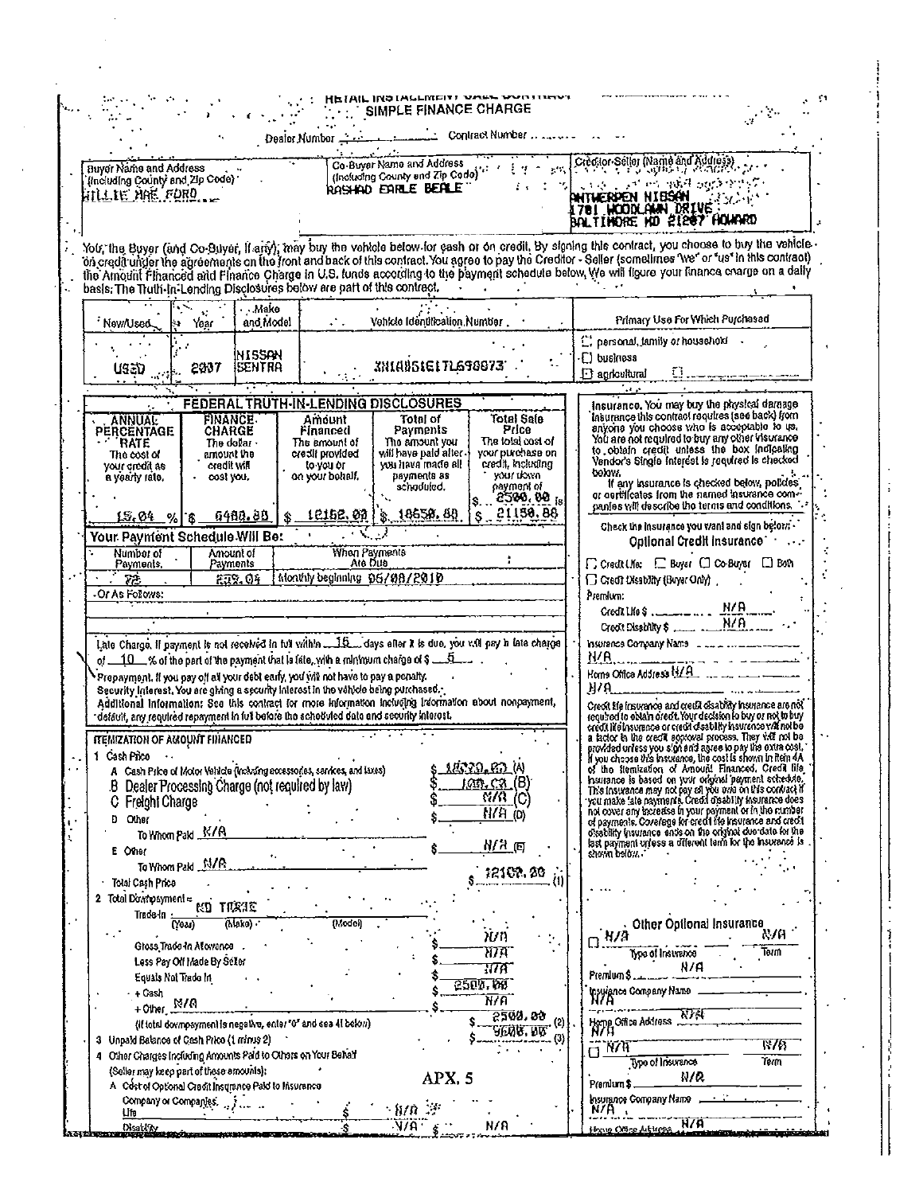# RETAIL INSTALLMENT SALE CONTRACT
## SIMPLE FINANCE CHARGE

Dealer Number __________ Contract Number __________

| Buyer Name and Address (Including County and Zip Code) | Co-Buyer Name and Address (Including County and Zip Code) | Creditor-Seller (Name and Address) |
|---|---|---|
| WILLIE MAE FORD | RASHAD EARLE BEALE | ANTWERPEN NISSAN 1701 WOODLAWN DRIVE BALTIMORE MD 21207 HOWARD |

You, the Buyer (and Co-Buyer, if any), may buy the vehicle below for cash or on credit. By signing this contract, you choose to buy the vehicle on credit under the agreements on the front and back of this contract. You agree to pay the Creditor - Seller (sometimes "we" or "us" in this contract) the Amount Financed and Finance Charge in U.S. funds according to the payment schedule below. We will figure your finance charge on a daily basis. The Truth-In-Lending Disclosures below are part of this contract.

| New/Used | Year | Make and Model | Vehicle Identification Number | Primary Use For Which Purchased |
|---|---|---|---|---|
| USED | 2007 | NISSAN SENTRA | 3N1AB61E17L698073 | ☐ personal, family or household ☐ business ☐ agricultural ☐ |

## FEDERAL TRUTH-IN-LENDING DISCLOSURES

| ANNUAL PERCENTAGE RATE The cost of your credit as a yearly rate. | FINANCE CHARGE The dollar amount the credit will cost you. | Amount Financed The amount of credit provided to you or on your behalf. | Total of Payments The amount you will have paid after you have made all payments as scheduled. | Total Sale Price The total cost of your purchase on credit, including your down payment of $ 2500.00 is |
|---|---|---|---|---|
| 15.04 % | $ 6488.80 | $ 12162.00 | $ 18650.88 | $ 21150.88 |

**Your Payment Schedule Will Be:**

| Number of Payments | Amount of Payments | When Payments Are Due |
|---|---|---|
| 72 | 259.04 | Monthly beginning 06/08/2010 |

-Or As Follows:

Late Charge. If payment is not received in full within 15 days after it is due, you will pay a late charge of 10 % of the part of the payment that is late, with a minimum charge of $ 5.

Prepayment. If you pay off all your debt early, you will not have to pay a penalty.
Security Interest. You are giving a security interest in the vehicle being purchased.
Additional Information: See this contract for more information including information about nonpayment, default, any required repayment in full before the scheduled date and security interest.

### ITEMIZATION OF AMOUNT FINANCED

1 Cash Price
- A Cash Price of Motor Vehicle (including accessories, services, and taxes) $ 12070.00 (A)
- B Dealer Processing Charge (not required by law) $ 100.00 (B)
- C Freight Charge $ N/A (C)
- D Other $ N/A (D)
  - To Whom Paid N/A
- E Other $ N/A (E)
  - To Whom Paid N/A

Total Cash Price $ 12170.00 (1)

2 Total Downpayment =
- Trade-In NO TRADE (Year) (Make) (Model) N/A
- Gross Trade-In Allowance $ N/A
- Less Pay Off Made By Seller $ N/A
- Equals Net Trade In $ N/A
- + Cash $ 2500.00
- + Other N/A $ N/A

(If total downpayment is negative, enter "0" and see 4I below) $ 2500.00 (2)

3 Unpaid Balance of Cash Price (1 minus 2) $ 9600.00 (3)

4 Other Charges Including Amounts Paid to Others on Your Behalf
(Seller may keep part of these amounts):
- A Cost of Optional Credit Insurance Paid to Insurance Company or Companies.
  - Life $ N/A
  - Disability $ N/A $ N/A

APX. 5

**Insurance.** You may buy the physical damage insurance this contract requires (see back) from anyone you choose who is acceptable to us. You are not required to buy any other insurance to obtain credit unless the box indicating Vendor's Single Interest is required is checked below.

If any insurance is checked below, policies or certificates from the named insurance companies will describe the terms and conditions.

Check the insurance you want and sign below:

**Optional Credit Insurance**

☐ Credit Life: ☐ Buyer ☐ Co-Buyer ☐ Both
☐ Credit Disability (Buyer Only)

Premium:
Credit Life $ N/A
Credit Disability $ N/A

Insurance Company Name N/A

Home Office Address N/A
N/A

Credit life insurance and credit disability insurance are not required to obtain credit. Your decision to buy or not to buy credit life insurance or credit disability insurance will not be a factor in the credit approval process. They will not be provided unless you sign and agree to pay the extra cost. If you choose this insurance, the cost is shown in Item 4A of the Itemization of Amount Financed. Credit life insurance is based on your original payment schedule. This insurance may not pay all you owe on this contract if you make late payments. Credit disability insurance does not cover any increase in your payment or in the number of payments. Coverage for credit life insurance and credit disability insurance ends on the original due date for the last payment unless a different term for the insurance is shown below.

**Other Optional Insurance**

☐ N/A Type of Insurance — N/A Term
Premium $ N/A
Insurance Company Name N/A
Home Office Address N/A
N/A

☐ N/A Type of Insurance — N/A Term
Premium $ N/A
Insurance Company Name N/A
Home Office Address N/A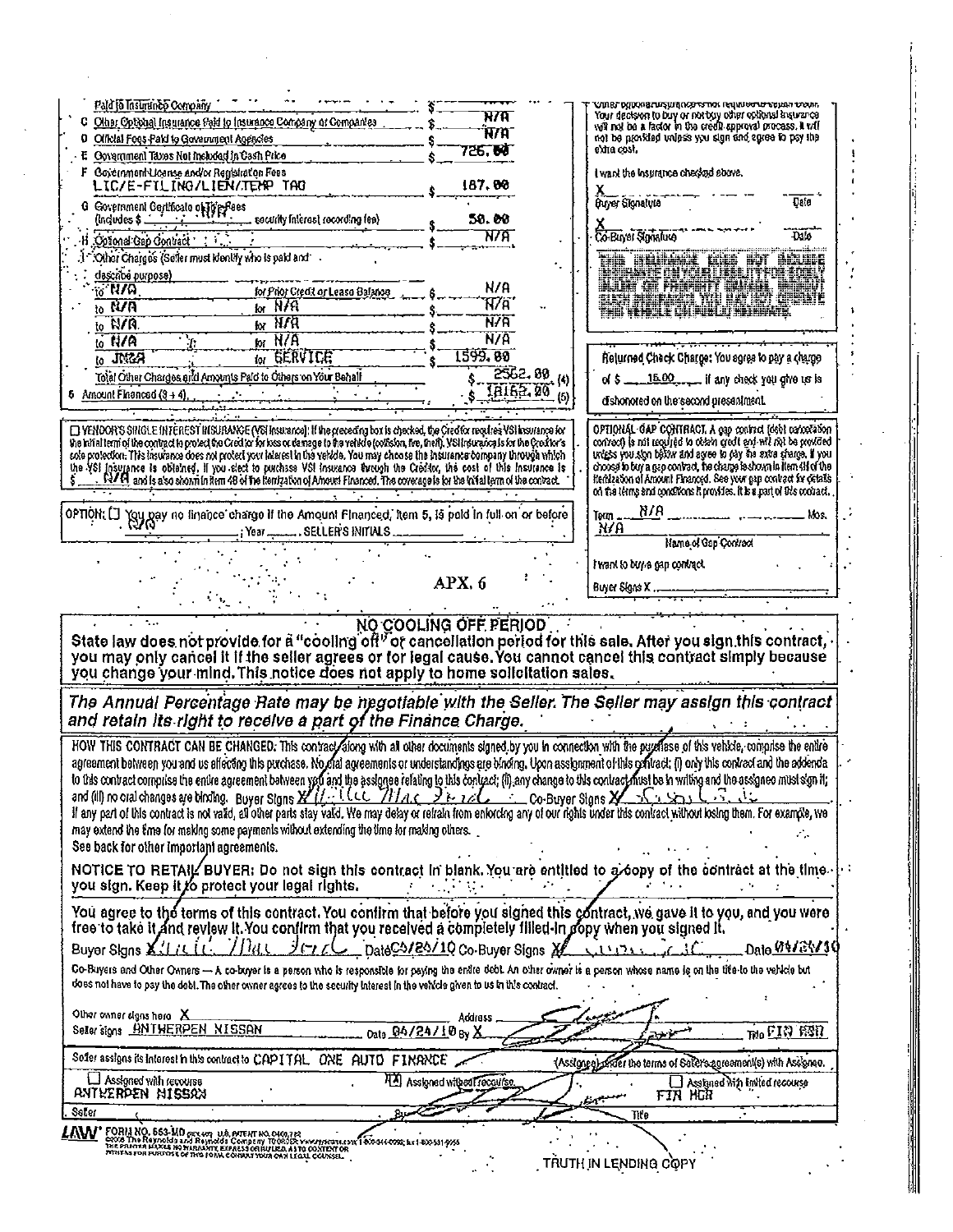| | | |
|---|---|---|
| Paid to Insurance Company | $ | |
| C Other Optional Insurance Paid to Insurance Company or Companies | $ | N/A |
| D Official Fees Paid to Government Agencies | $ | N/A |
| E Government Taxes Not Included in Cash Price | $ | 726.00 |
| F Government License and/or Registration Fees LIC/E-FILING/LIEN/TEMP TAG | $ | 187.00 |
| G Government Certificate of Title Fees (includes $ N/A security interest recording fee) | $ | 50.00 |
| H Optional Gap Contract | $ | N/A |
| I Other Charges (Seller must identify who is paid and describe purpose) | | |
| to N/A for Prior Credit or Lease Balance | $ | N/A |
| to N/A for N/A | $ | N/A |
| to N/A for N/A | $ | N/A |
| to N/A for N/A | $ | N/A |
| to JM&A for SERVICE | $ | 1599.00 |
| Total Other Charges and Amounts Paid to Others on Your Behalf | $ | 2562.00 (4) |
| 5 Amount Financed (3 + 4) | $ | 18162.00 (5) |

Other optional insurance is not required to obtain credit. Your decision to buy or not buy other optional insurance will not be a factor in the credit approval process. It will not be provided unless you sign and agree to pay the extra cost.

I want the insurance checked above.

X ______ Buyer Signature ______ Date

X ______ Co-Buyer Signature ______ Date

THIS INSURANCE DOES NOT INCLUDE INSURANCE ON YOUR LIABILITY FOR BODILY INJURY OR PROPERTY DAMAGE CAUSED TO OTHERS UNLESS CHECKED ABOVE. WITHOUT SUCH INSURANCE YOU MAY NOT OPERATE THIS VEHICLE ON PUBLIC HIGHWAYS.

Returned Check Charge: You agree to pay a charge of $ 15.00 if any check you give us is dishonored on the second presentment.

☐ VENDOR'S SINGLE INTEREST INSURANCE (VSI insurance): If the preceding box is checked, the Creditor requires VSI insurance for the initial term of the contract to protect the Creditor for loss or damage to the vehicle (collision, fire, theft). VSI insurance is for the Creditor's sole protection. This insurance does not protect your interest in the vehicle. You may choose the insurance company through which the VSI insurance is obtained. If you elect to purchase VSI insurance through the Creditor, the cost of this insurance is $ N/A and is also shown in Item 4B of the Itemization of Amount Financed. The coverage is for the initial term of the contract.

OPTIONAL GAP CONTRACT. A gap contract (debt cancellation contract) is not required to obtain credit and will not be provided unless you sign below and agree to pay the extra charge. If you choose to buy a gap contract, the charge is shown in Item 4H of the Itemization of Amount Financed. See your gap contract for details on the terms and conditions it provides. It is a part of this contract.

Term N/A Mos.

N/A
Name of Gap Contract

I want to buy a gap contract.

Buyer Signs X ______

OPTION: ☐ You pay no finance charge if the Amount Financed, Item 5, is paid in full on or before N/A , Year ____ . SELLER'S INITIALS ______

APX. 6

## NO COOLING OFF PERIOD

**State law does not provide for a "cooling off" or cancellation period for this sale. After you sign this contract, you may only cancel it if the seller agrees or for legal cause. You cannot cancel this contract simply because you change your mind. This notice does not apply to home solicitation sales.**

***The Annual Percentage Rate may be negotiable with the Seller. The Seller may assign this contract and retain its right to receive a part of the Finance Charge.***

HOW THIS CONTRACT CAN BE CHANGED. This contract along with all other documents signed by you in connection with the purchase of this vehicle, comprise the entire agreement between you and us affecting this purchase. No oral agreements or understandings are binding. Upon assignment of this contract: (i) only this contract and the addenda to this contract comprise the entire agreement between you and the assignee relating to this contract; (ii) any change to this contract must be in writing and the assignee must sign it; and (iii) no oral changes are binding. Buyer Signs X [signature] Co-Buyer Signs X [signature]

If any part of this contract is not valid, all other parts stay valid. We may delay or refrain from enforcing any of our rights under this contract without losing them. For example, we may extend the time for making some payments without extending the time for making others.

See back for other important agreements.

**NOTICE TO RETAIL BUYER: Do not sign this contract in blank. You are entitled to a copy of the contract at the time you sign. Keep it to protect your legal rights.**

**You agree to the terms of this contract. You confirm that before you signed this contract, we gave it to you, and you were free to take it and review it. You confirm that you received a completely filled-in copy when you signed it.**

Buyer Signs X [signature] Date 04/24/10 Co-Buyer Signs X [signature] Date 04/24/10

Co-Buyers and Other Owners — A co-buyer is a person who is responsible for paying the entire debt. An other owner is a person whose name is on the title to the vehicle but does not have to pay the debt. The other owner agrees to the security interest in the vehicle given to us in this contract.

Other owner signs here X ______ Address ______

Seller signs ANTWERPEN NISSAN Date 04/24/10 By X [signature] Title FIN MGR

Seller assigns its interest in this contract to CAPITAL ONE AUTO FINANCE (Assignee) under the terms of Seller's agreement(s) with Assignee.

☐ Assigned with recourse ☒ Assigned without recourse ☐ Assigned with limited recourse

ANTWERPEN NISSAN Seller By [signature] Title FIN MGR

LAW FORM NO. 553-MD ©2008 The Reynolds and Reynolds Company. THE PRINTER MAKES NO WARRANTY, EXPRESS OR IMPLIED, AS TO CONTENT OR FITNESS FOR PURPOSE OF THIS FORM. CONSULT YOUR OWN LEGAL COUNSEL.

TRUTH IN LENDING COPY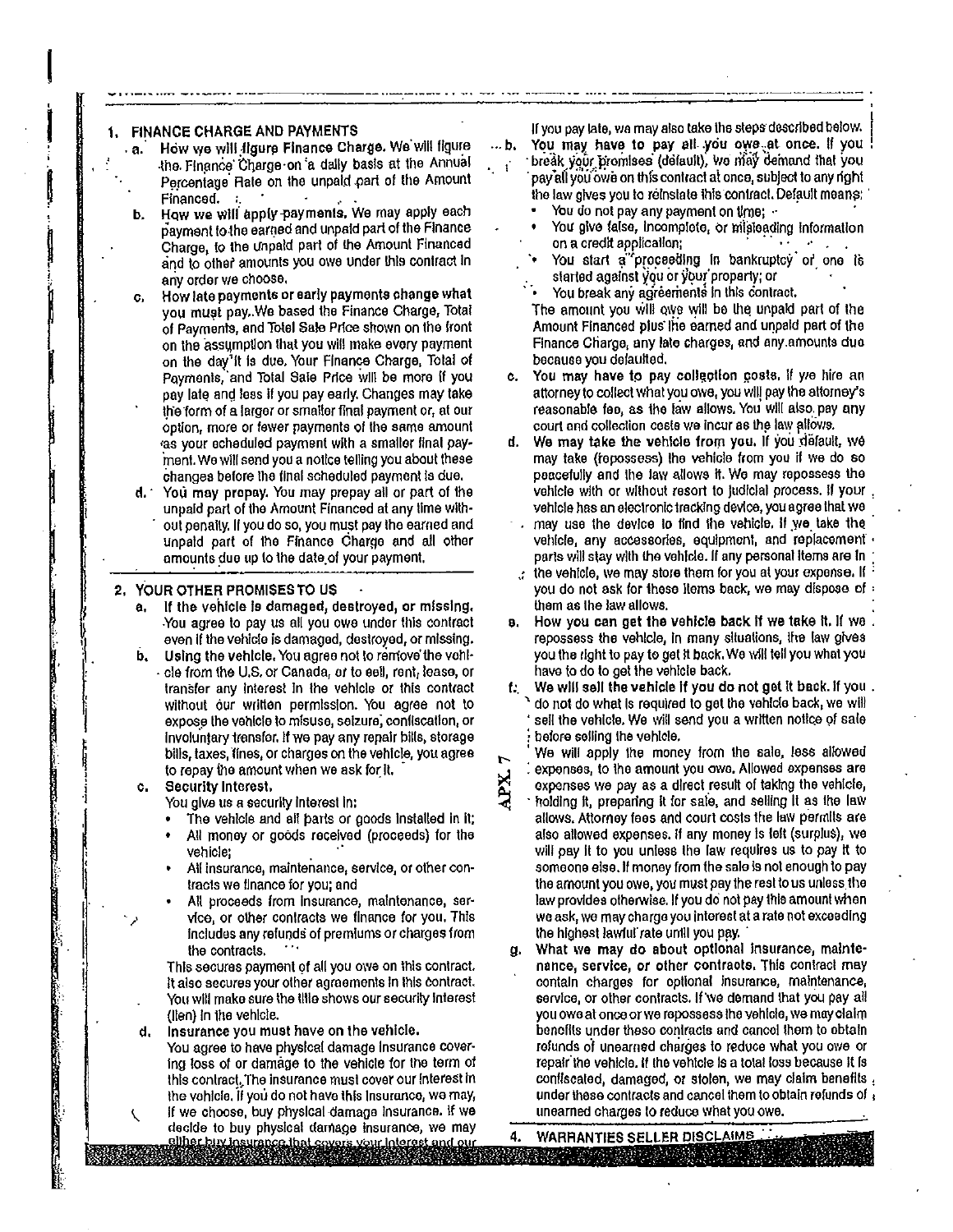## 1. FINANCE CHARGE AND PAYMENTS

a. **How we will figure Finance Charge.** We will figure the Finance Charge on a daily basis at the Annual Percentage Rate on the unpaid part of the Amount Financed.

b. **How we will apply payments.** We may apply each payment to the earned and unpaid part of the Finance Charge, to the unpaid part of the Amount Financed and to other amounts you owe under this contract in any order we choose.

c. **How late payments or early payments change what you must pay.** We based the Finance Charge, Total of Payments, and Total Sale Price shown on the front on the assumption that you will make every payment on the day it is due. Your Finance Charge, Total of Payments, and Total Sale Price will be more if you pay late and less if you pay early. Changes may take the form of a larger or smaller final payment or, at our option, more or fewer payments of the same amount as your scheduled payment with a smaller final payment. We will send you a notice telling you about these changes before the final scheduled payment is due.

d. **You may prepay.** You may prepay all or part of the unpaid part of the Amount Financed at any time without penalty. If you do so, you must pay the earned and unpaid part of the Finance Charge and all other amounts due up to the date of your payment.

## 2. YOUR OTHER PROMISES TO US

a. **If the vehicle is damaged, destroyed, or missing.** You agree to pay us all you owe under this contract even if the vehicle is damaged, destroyed, or missing.

b. **Using the vehicle.** You agree not to remove the vehicle from the U.S. or Canada, or to sell, rent, lease, or transfer any interest in the vehicle or this contract without our written permission. You agree not to expose the vehicle to misuse, seizure, confiscation, or involuntary transfer. If we pay any repair bills, storage bills, taxes, fines, or charges on the vehicle, you agree to repay the amount when we ask for it.

c. **Security Interest.**
You give us a security interest in:
- The vehicle and all parts or goods installed in it;
- All money or goods received (proceeds) for the vehicle;
- All insurance, maintenance, service, or other contracts we finance for you; and
- All proceeds from insurance, maintenance, service, or other contracts we finance for you. This includes any refunds of premiums or charges from the contracts.

This secures payment of all you owe on this contract. It also secures your other agreements in this contract. You will make sure the title shows our security interest (lien) in the vehicle.

d. **Insurance you must have on the vehicle.**
You agree to have physical damage insurance covering loss of or damage to the vehicle for the term of this contract. The insurance must cover our interest in the vehicle. If you do not have this insurance, we may, if we choose, buy physical damage insurance. If we decide to buy physical damage insurance, we may either buy insurance that covers your interest and our

If you pay late, we may also take the steps described below.

b. **You may have to pay all you owe at once.** If you break your promises (default), we may demand that you pay all you owe on this contract at once, subject to any right the law gives you to reinstate this contract. Default means:
- You do not pay any payment on time;
- You give false, incomplete, or misleading information on a credit application;
- You start a proceeding in bankruptcy or one is started against you or your property; or
- You break any agreements in this contract.

The amount you will owe will be the unpaid part of the Amount Financed plus the earned and unpaid part of the Finance Charge, any late charges, and any amounts due because you defaulted.

c. **You may have to pay collection costs.** If we hire an attorney to collect what you owe, you will pay the attorney's reasonable fee, as the law allows. You will also pay any court and collection costs we incur as the law allows.

d. **We may take the vehicle from you.** If you default, we may take (repossess) the vehicle from you if we do so peacefully and the law allows it. We may repossess the vehicle with or without resort to judicial process. If your vehicle has an electronic tracking device, you agree that we may use the device to find the vehicle. If we take the vehicle, any accessories, equipment, and replacement parts will stay with the vehicle. If any personal items are in the vehicle, we may store them for you at your expense. If you do not ask for these items back, we may dispose of them as the law allows.

e. **How you can get the vehicle back if we take it.** If we repossess the vehicle, in many situations, the law gives you the right to pay to get it back. We will tell you what you have to do to get the vehicle back.

f. **We will sell the vehicle if you do not get it back.** If you do not do what is required to get the vehicle back, we will sell the vehicle. We will send you a written notice of sale before selling the vehicle.
We will apply the money from the sale, less allowed expenses, to the amount you owe. Allowed expenses are expenses we pay as a direct result of taking the vehicle, holding it, preparing it for sale, and selling it as the law allows. Attorney fees and court costs the law permits are also allowed expenses. If any money is left (surplus), we will pay it to you unless the law requires us to pay it to someone else. If money from the sale is not enough to pay the amount you owe, you must pay the rest to us unless the law provides otherwise. If you do not pay this amount when we ask, we may charge you interest at a rate not exceeding the highest lawful rate until you pay.

g. **What we may do about optional insurance, maintenance, service, or other contracts.** This contract may contain charges for optional insurance, maintenance, service, or other contracts. If we demand that you pay all you owe at once or we repossess the vehicle, we may claim benefits under these contracts and cancel them to obtain refunds of unearned charges to reduce what you owe or repair the vehicle. If the vehicle is a total loss because it is confiscated, damaged, or stolen, we may claim benefits under these contracts and cancel them to obtain refunds of unearned charges to reduce what you owe.

## 4. WARRANTIES SELLER DISCLAIMS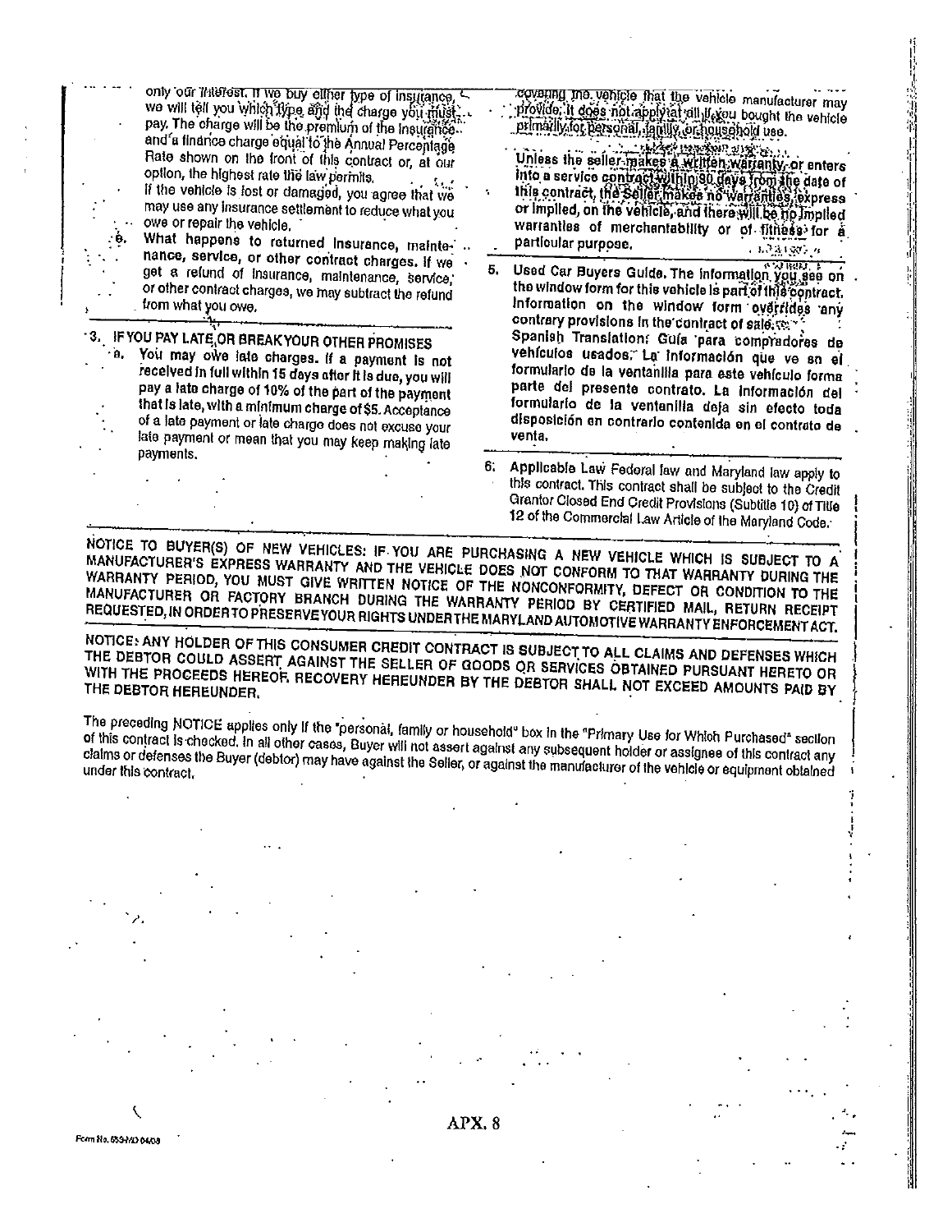only our interest. If we buy either type of insurance, we will tell you which type and the charge you must pay. The charge will be the premium of the insurance and a finance charge equal to the Annual Percentage Rate shown on the front of this contract or, at our option, the highest rate the law permits.

If the vehicle is lost or damaged, you agree that we may use any insurance settlement to reduce what you owe or repair the vehicle.

e. What happens to returned insurance, maintenance, service, or other contract charges. If we get a refund of insurance, maintenance, service, or other contract charges, we may subtract the refund from what you owe.

3. IF YOU PAY LATE OR BREAK YOUR OTHER PROMISES

a. You may owe late charges. If a payment is not received in full within 15 days after it is due, you will pay a late charge of 10% of the part of the payment that is late, with a minimum charge of $5. Acceptance of a late payment or late charge does not excuse your late payment or mean that you may keep making late payments.

covering the vehicle that the vehicle manufacturer may provide. It does not apply at all if you bought the vehicle primarily for personal, family or household use.

Unless the seller makes a written warranty, or enters into a service contract within 90 days from the date of this contract, the Seller makes no warranties, express or implied, on the vehicle, and there will be no implied warranties of merchantability or of fitness for a particular purpose.

5. Used Car Buyers Guide. The information you see on the window form for this vehicle is part of this contract. Information on the window form overrides any contrary provisions in the contract of sale.

Spanish Translation: Guía para compradores de vehículos usados. La información que ve en el formulario de la ventanilla para este vehículo forma parte del presente contrato. La información del formulario de la ventanilla deja sin efecto toda disposición en contrario contenida en el contrato de venta.

6. Applicable Law Federal law and Maryland law apply to this contract. This contract shall be subject to the Credit Grantor Closed End Credit Provisions (Subtitle 10) of Title 12 of the Commercial Law Article of the Maryland Code.

NOTICE TO BUYER(S) OF NEW VEHICLES: IF YOU ARE PURCHASING A NEW VEHICLE WHICH IS SUBJECT TO A MANUFACTURER'S EXPRESS WARRANTY AND THE VEHICLE DOES NOT CONFORM TO THAT WARRANTY DURING THE WARRANTY PERIOD, YOU MUST GIVE WRITTEN NOTICE OF THE NONCONFORMITY, DEFECT OR CONDITION TO THE MANUFACTURER OR FACTORY BRANCH DURING THE WARRANTY PERIOD BY CERTIFIED MAIL, RETURN RECEIPT REQUESTED, IN ORDER TO PRESERVE YOUR RIGHTS UNDER THE MARYLAND AUTOMOTIVE WARRANTY ENFORCEMENT ACT.

NOTICE: ANY HOLDER OF THIS CONSUMER CREDIT CONTRACT IS SUBJECT TO ALL CLAIMS AND DEFENSES WHICH THE DEBTOR COULD ASSERT AGAINST THE SELLER OF GOODS OR SERVICES OBTAINED PURSUANT HERETO OR WITH THE PROCEEDS HEREOF. RECOVERY HEREUNDER BY THE DEBTOR SHALL NOT EXCEED AMOUNTS PAID BY THE DEBTOR HEREUNDER.

The preceding NOTICE applies only if the "personal, family or household" box in the "Primary Use for Which Purchased" section of this contract is checked. In all other cases, Buyer will not assert against any subsequent holder or assignee of this contract any claims or defenses the Buyer (debtor) may have against the Seller, or against the manufacturer of the vehicle or equipment obtained under this contract.

APX. 8

Form No. 553-MD 04/08